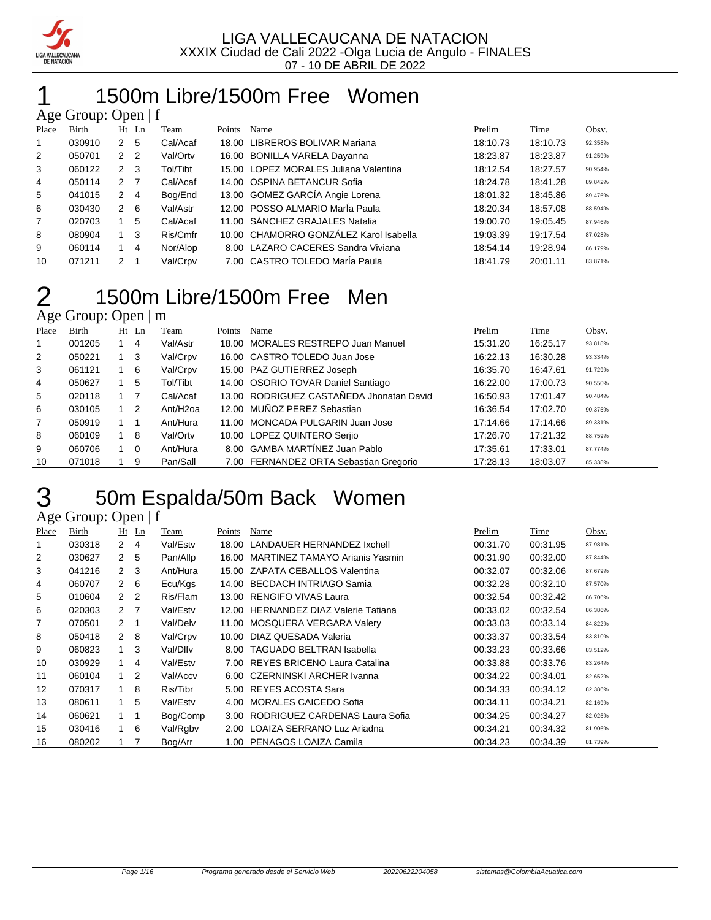LIGA VALLECAUCANA DE NATACION
XXXIX Ciudad de Cali 2022 -Olga Lucia de Angulo - FINALES
07 - 10 DE ABRIL DE 2022

# 1 1500m Libre/1500m Free Women

Age Group: Open | f

| Place | Birth | Ht | Ln | Team | Points | Name | Prelim | Time | Obsv. |
|---|---|---|---|---|---|---|---|---|---|
| 1 | 030910 | 2 | 5 | Cal/Acaf | 18.00 | LIBREROS BOLIVAR Mariana | 18:10.73 | 18:10.73 | 92.358% |
| 2 | 050701 | 2 | 2 | Val/Ortv | 16.00 | BONILLA VARELA Dayanna | 18:23.87 | 18:23.87 | 91.259% |
| 3 | 060122 | 2 | 3 | Tol/Tibt | 15.00 | LOPEZ MORALES Juliana Valentina | 18:12.54 | 18:27.57 | 90.954% |
| 4 | 050114 | 2 | 7 | Cal/Acaf | 14.00 | OSPINA BETANCUR Sofia | 18:24.78 | 18:41.28 | 89.842% |
| 5 | 041015 | 2 | 4 | Bog/End | 13.00 | GOMEZ GARCÍA Angie Lorena | 18:01.32 | 18:45.86 | 89.476% |
| 6 | 030430 | 2 | 6 | Val/Astr | 12.00 | POSSO ALMARIO María Paula | 18:20.34 | 18:57.08 | 88.594% |
| 7 | 020703 | 1 | 5 | Cal/Acaf | 11.00 | SÁNCHEZ GRAJALES Natalia | 19:00.70 | 19:05.45 | 87.946% |
| 8 | 080904 | 1 | 3 | Ris/Cmfr | 10.00 | CHAMORRO GONZÁLEZ Karol Isabella | 19:03.39 | 19:17.54 | 87.028% |
| 9 | 060114 | 1 | 4 | Nor/Alop | 8.00 | LAZARO CACERES Sandra Viviana | 18:54.14 | 19:28.94 | 86.179% |
| 10 | 071211 | 2 | 1 | Val/Crpv | 7.00 | CASTRO TOLEDO María Paula | 18:41.79 | 20:01.11 | 83.871% |

# 2 1500m Libre/1500m Free Men

Age Group: Open | m

| Place | Birth | Ht | Ln | Team | Points | Name | Prelim | Time | Obsv. |
|---|---|---|---|---|---|---|---|---|---|
| 1 | 001205 | 1 | 4 | Val/Astr | 18.00 | MORALES RESTREPO Juan Manuel | 15:31.20 | 16:25.17 | 93.818% |
| 2 | 050221 | 1 | 3 | Val/Crpv | 16.00 | CASTRO TOLEDO Juan Jose | 16:22.13 | 16:30.28 | 93.334% |
| 3 | 061121 | 1 | 6 | Val/Crpv | 15.00 | PAZ GUTIERREZ Joseph | 16:35.70 | 16:47.61 | 91.729% |
| 4 | 050627 | 1 | 5 | Tol/Tibt | 14.00 | OSORIO TOVAR Daniel Santiago | 16:22.00 | 17:00.73 | 90.550% |
| 5 | 020118 | 1 | 7 | Cal/Acaf | 13.00 | RODRIGUEZ CASTAÑEDA Jhonatan David | 16:50.93 | 17:01.47 | 90.484% |
| 6 | 030105 | 1 | 2 | Ant/H2oa | 12.00 | MUÑOZ PEREZ Sebastian | 16:36.54 | 17:02.70 | 90.375% |
| 7 | 050919 | 1 | 1 | Ant/Hura | 11.00 | MONCADA PULGARIN Juan Jose | 17:14.66 | 17:14.66 | 89.331% |
| 8 | 060109 | 1 | 8 | Val/Ortv | 10.00 | LOPEZ QUINTERO Serjio | 17:26.70 | 17:21.32 | 88.759% |
| 9 | 060706 | 1 | 0 | Ant/Hura | 8.00 | GAMBA MARTÍNEZ Juan Pablo | 17:35.61 | 17:33.01 | 87.774% |
| 10 | 071018 | 1 | 9 | Pan/Sall | 7.00 | FERNANDEZ ORTA Sebastian Gregorio | 17:28.13 | 18:03.07 | 85.338% |

# 3 50m Espalda/50m Back Women

Age Group: Open | f

| Place | Birth | Ht | Ln | Team | Points | Name | Prelim | Time | Obsv. |
|---|---|---|---|---|---|---|---|---|---|
| 1 | 030318 | 2 | 4 | Val/Estv | 18.00 | LANDAUER HERNANDEZ Ixchell | 00:31.70 | 00:31.95 | 87.981% |
| 2 | 030627 | 2 | 5 | Pan/Allp | 16.00 | MARTINEZ TAMAYO Arianis Yasmin | 00:31.90 | 00:32.00 | 87.844% |
| 3 | 041216 | 2 | 3 | Ant/Hura | 15.00 | ZAPATA CEBALLOS Valentina | 00:32.07 | 00:32.06 | 87.679% |
| 4 | 060707 | 2 | 6 | Ecu/Kgs | 14.00 | BECDACH INTRIAGO Samia | 00:32.28 | 00:32.10 | 87.570% |
| 5 | 010604 | 2 | 2 | Ris/Flam | 13.00 | RENGIFO VIVAS Laura | 00:32.54 | 00:32.42 | 86.706% |
| 6 | 020303 | 2 | 7 | Val/Estv | 12.00 | HERNANDEZ DIAZ Valerie Tatiana | 00:33.02 | 00:32.54 | 86.386% |
| 7 | 070501 | 2 | 1 | Val/Delv | 11.00 | MOSQUERA VERGARA Valery | 00:33.03 | 00:33.14 | 84.822% |
| 8 | 050418 | 2 | 8 | Val/Crpv | 10.00 | DIAZ QUESADA Valeria | 00:33.37 | 00:33.54 | 83.810% |
| 9 | 060823 | 1 | 3 | Val/Dlfv | 8.00 | TAGUADO BELTRAN Isabella | 00:33.23 | 00:33.66 | 83.512% |
| 10 | 030929 | 1 | 4 | Val/Estv | 7.00 | REYES BRICENO Laura Catalina | 00:33.88 | 00:33.76 | 83.264% |
| 11 | 060104 | 1 | 2 | Val/Accv | 6.00 | CZERNINSKI ARCHER Ivanna | 00:34.22 | 00:34.01 | 82.652% |
| 12 | 070317 | 1 | 8 | Ris/Tibr | 5.00 | REYES ACOSTA Sara | 00:34.33 | 00:34.12 | 82.386% |
| 13 | 080611 | 1 | 5 | Val/Estv | 4.00 | MORALES CAICEDO Sofia | 00:34.11 | 00:34.21 | 82.169% |
| 14 | 060621 | 1 | 1 | Bog/Comp | 3.00 | RODRIGUEZ CARDENAS Laura Sofia | 00:34.25 | 00:34.27 | 82.025% |
| 15 | 030416 | 1 | 6 | Val/Rgbv | 2.00 | LOIZA SERRANO Luz Ariadna | 00:34.21 | 00:34.32 | 81.906% |
| 16 | 080202 | 1 | 7 | Bog/Arr | 1.00 | PENAGOS LOAIZA Camila | 00:34.23 | 00:34.39 | 81.739% |

Programa generado desde el Servicio Web 20220622204058 sistemas@ColombiaAcuatica.com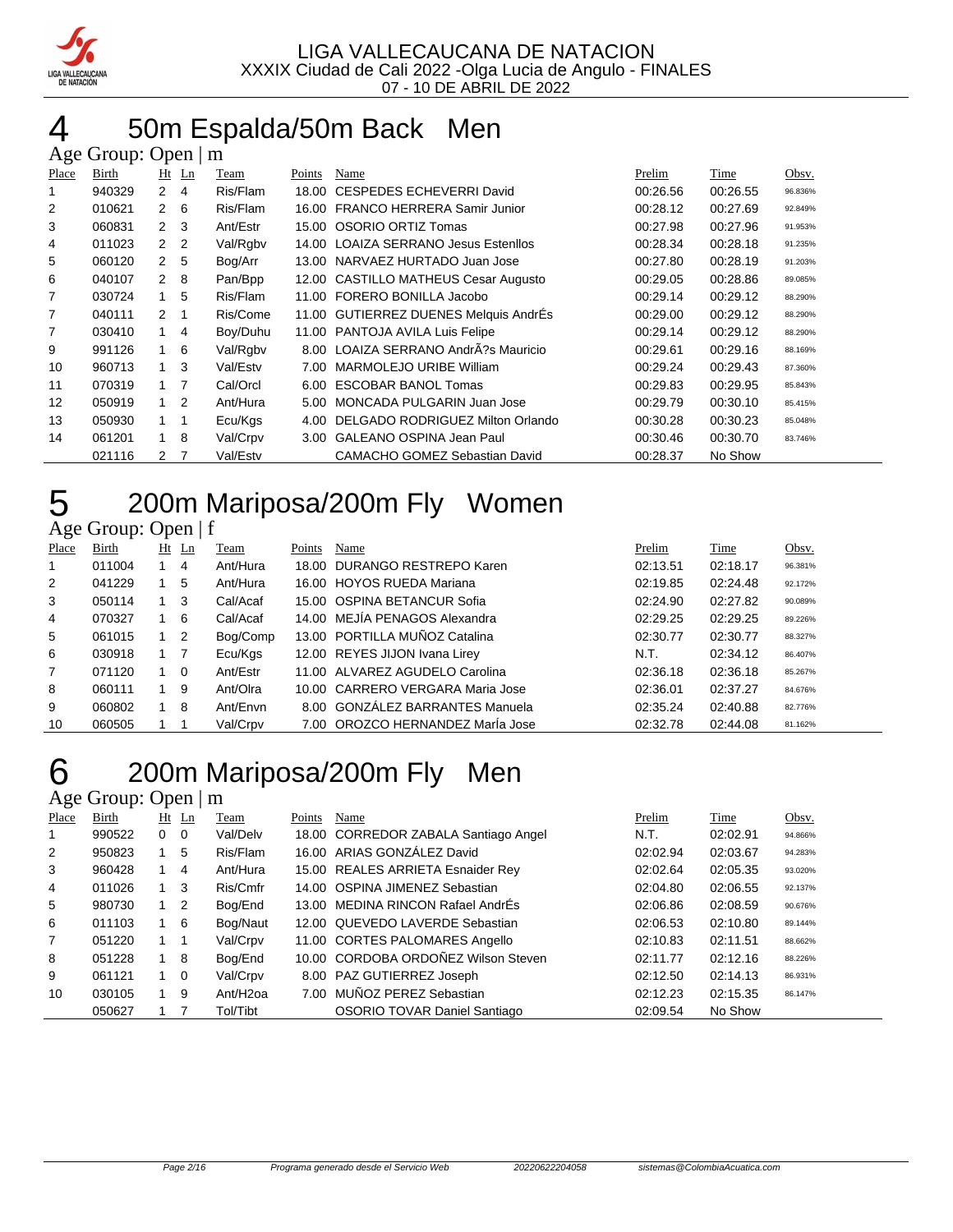LIGA VALLECAUCANA DE NATACION
XXXIX Ciudad de Cali 2022 -Olga Lucia de Angulo - FINALES
07 - 10 DE ABRIL DE 2022

# 4 50m Espalda/50m Back Men

Age Group: Open | m

| Place | Birth | Ht | Ln | Team | Points | Name | Prelim | Time | Obsv. |
|---|---|---|---|---|---|---|---|---|---|
| 1 | 940329 | 2 | 4 | Ris/Flam | 18.00 | CESPEDES ECHEVERRI David | 00:26.56 | 00:26.55 | 96.836% |
| 2 | 010621 | 2 | 6 | Ris/Flam | 16.00 | FRANCO HERRERA Samir Junior | 00:28.12 | 00:27.69 | 92.849% |
| 3 | 060831 | 2 | 3 | Ant/Estr | 15.00 | OSORIO ORTIZ Tomas | 00:27.98 | 00:27.96 | 91.953% |
| 4 | 011023 | 2 | 2 | Val/Rgbv | 14.00 | LOAIZA SERRANO Jesus Estenllos | 00:28.34 | 00:28.18 | 91.235% |
| 5 | 060120 | 2 | 5 | Bog/Arr | 13.00 | NARVAEZ HURTADO Juan Jose | 00:27.80 | 00:28.19 | 91.203% |
| 6 | 040107 | 2 | 8 | Pan/Bpp | 12.00 | CASTILLO MATHEUS Cesar Augusto | 00:29.05 | 00:28.86 | 89.085% |
| 7 | 030724 | 1 | 5 | Ris/Flam | 11.00 | FORERO BONILLA Jacobo | 00:29.14 | 00:29.12 | 88.290% |
| 7 | 040111 | 2 | 1 | Ris/Come | 11.00 | GUTIERREZ DUENES Melquis AndrÉs | 00:29.00 | 00:29.12 | 88.290% |
| 7 | 030410 | 1 | 4 | Boy/Duhu | 11.00 | PANTOJA AVILA Luis Felipe | 00:29.14 | 00:29.12 | 88.290% |
| 9 | 991126 | 1 | 6 | Val/Rgbv | 8.00 | LOAIZA SERRANO AndrÃ?s Mauricio | 00:29.61 | 00:29.16 | 88.169% |
| 10 | 960713 | 1 | 3 | Val/Estv | 7.00 | MARMOLEJO URIBE William | 00:29.24 | 00:29.43 | 87.360% |
| 11 | 070319 | 1 | 7 | Cal/Orcl | 6.00 | ESCOBAR BANOL Tomas | 00:29.83 | 00:29.95 | 85.843% |
| 12 | 050919 | 1 | 2 | Ant/Hura | 5.00 | MONCADA PULGARIN Juan Jose | 00:29.79 | 00:30.10 | 85.415% |
| 13 | 050930 | 1 | 1 | Ecu/Kgs | 4.00 | DELGADO RODRIGUEZ Milton Orlando | 00:30.28 | 00:30.23 | 85.048% |
| 14 | 061201 | 1 | 8 | Val/Crpv | 3.00 | GALEANO OSPINA Jean Paul | 00:30.46 | 00:30.70 | 83.746% |
| | 021116 | 2 | 7 | Val/Estv | | CAMACHO GOMEZ Sebastian David | 00:28.37 | No Show | |

# 5 200m Mariposa/200m Fly Women

Age Group: Open | f

| Place | Birth | Ht | Ln | Team | Points | Name | Prelim | Time | Obsv. |
|---|---|---|---|---|---|---|---|---|---|
| 1 | 011004 | 1 | 4 | Ant/Hura | 18.00 | DURANGO RESTREPO Karen | 02:13.51 | 02:18.17 | 96.381% |
| 2 | 041229 | 1 | 5 | Ant/Hura | 16.00 | HOYOS RUEDA Mariana | 02:19.85 | 02:24.48 | 92.172% |
| 3 | 050114 | 1 | 3 | Cal/Acaf | 15.00 | OSPINA BETANCUR Sofia | 02:24.90 | 02:27.82 | 90.089% |
| 4 | 070327 | 1 | 6 | Cal/Acaf | 14.00 | MEJÍA PENAGOS Alexandra | 02:29.25 | 02:29.25 | 89.226% |
| 5 | 061015 | 1 | 2 | Bog/Comp | 13.00 | PORTILLA MUÑOZ Catalina | 02:30.77 | 02:30.77 | 88.327% |
| 6 | 030918 | 1 | 7 | Ecu/Kgs | 12.00 | REYES JIJON Ivana Lirey | N.T. | 02:34.12 | 86.407% |
| 7 | 071120 | 1 | 0 | Ant/Estr | 11.00 | ALVAREZ AGUDELO Carolina | 02:36.18 | 02:36.18 | 85.267% |
| 8 | 060111 | 1 | 9 | Ant/Olra | 10.00 | CARRERO VERGARA Maria Jose | 02:36.01 | 02:37.27 | 84.676% |
| 9 | 060802 | 1 | 8 | Ant/Envn | 8.00 | GONZÁLEZ BARRANTES Manuela | 02:35.24 | 02:40.88 | 82.776% |
| 10 | 060505 | 1 | 1 | Val/Crpv | 7.00 | OROZCO HERNANDEZ MarÍa Jose | 02:32.78 | 02:44.08 | 81.162% |

# 6 200m Mariposa/200m Fly Men

Age Group: Open | m

| Place | Birth | Ht | Ln | Team | Points | Name | Prelim | Time | Obsv. |
|---|---|---|---|---|---|---|---|---|---|
| 1 | 990522 | 0 | 0 | Val/Delv | 18.00 | CORREDOR ZABALA Santiago Angel | N.T. | 02:02.91 | 94.866% |
| 2 | 950823 | 1 | 5 | Ris/Flam | 16.00 | ARIAS GONZÁLEZ David | 02:02.94 | 02:03.67 | 94.283% |
| 3 | 960428 | 1 | 4 | Ant/Hura | 15.00 | REALES ARRIETA Esnaider Rey | 02:02.64 | 02:05.35 | 93.020% |
| 4 | 011026 | 1 | 3 | Ris/Cmfr | 14.00 | OSPINA JIMENEZ Sebastian | 02:04.80 | 02:06.55 | 92.137% |
| 5 | 980730 | 1 | 2 | Bog/End | 13.00 | MEDINA RINCON Rafael AndrÉs | 02:06.86 | 02:08.59 | 90.676% |
| 6 | 011103 | 1 | 6 | Bog/Naut | 12.00 | QUEVEDO LAVERDE Sebastian | 02:06.53 | 02:10.80 | 89.144% |
| 7 | 051220 | 1 | 1 | Val/Crpv | 11.00 | CORTES PALOMARES Angello | 02:10.83 | 02:11.51 | 88.662% |
| 8 | 051228 | 1 | 8 | Bog/End | 10.00 | CORDOBA ORDOÑEZ Wilson Steven | 02:11.77 | 02:12.16 | 88.226% |
| 9 | 061121 | 1 | 0 | Val/Crpv | 8.00 | PAZ GUTIERREZ Joseph | 02:12.50 | 02:14.13 | 86.931% |
| 10 | 030105 | 1 | 9 | Ant/H2oa | 7.00 | MUÑOZ PEREZ Sebastian | 02:12.23 | 02:15.35 | 86.147% |
| | 050627 | 1 | 7 | Tol/Tibt | | OSORIO TOVAR Daniel Santiago | 02:09.54 | No Show | |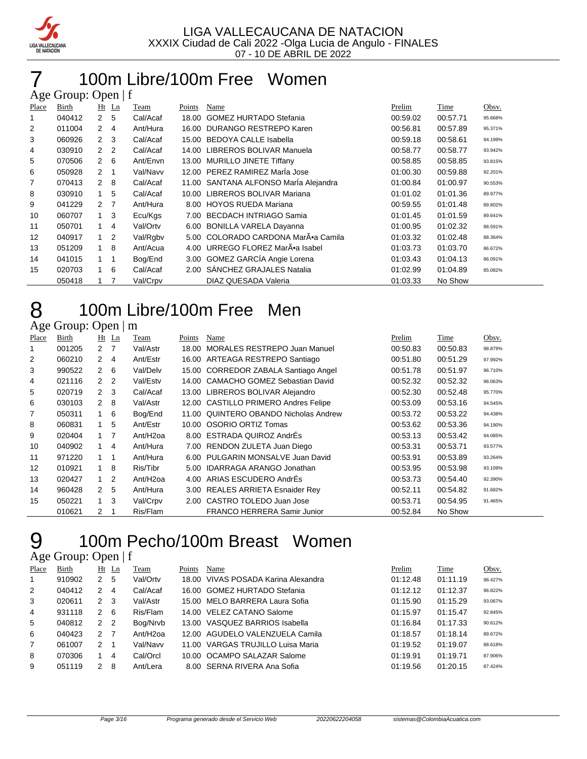LIGA VALLECAUCANA DE NATACION
XXXIX Ciudad de Cali 2022 -Olga Lucia de Angulo - FINALES
07 - 10 DE ABRIL DE 2022

# 7 100m Libre/100m Free Women

Age Group: Open | f

| Place | Birth | Ht | Ln | Team | Points | Name | Prelim | Time | Obsv. |
|---|---|---|---|---|---|---|---|---|---|
| 1 | 040412 | 2 | 5 | Cal/Acaf | 18.00 | GOMEZ HURTADO Stefania | 00:59.02 | 00:57.71 | 95.668% |
| 2 | 011004 | 2 | 4 | Ant/Hura | 16.00 | DURANGO RESTREPO Karen | 00:56.81 | 00:57.89 | 95.371% |
| 3 | 060926 | 2 | 3 | Cal/Acaf | 15.00 | BEDOYA CALLE Isabella | 00:59.18 | 00:58.61 | 94.199% |
| 4 | 030910 | 2 | 2 | Cal/Acaf | 14.00 | LIBREROS BOLIVAR Manuela | 00:58.77 | 00:58.77 | 93.942% |
| 5 | 070506 | 2 | 6 | Ant/Envn | 13.00 | MURILLO JINETE Tiffany | 00:58.85 | 00:58.85 | 93.815% |
| 6 | 050928 | 2 | 1 | Val/Navv | 12.00 | PEREZ RAMIREZ MarÍa Jose | 01:00.30 | 00:59.88 | 92.201% |
| 7 | 070413 | 2 | 8 | Cal/Acaf | 11.00 | SANTANA ALFONSO MarÍa Alejandra | 01:00.84 | 01:00.97 | 90.553% |
| 8 | 030910 | 1 | 5 | Cal/Acaf | 10.00 | LIBREROS BOLIVAR Mariana | 01:01.02 | 01:01.36 | 89.977% |
| 9 | 041229 | 2 | 7 | Ant/Hura | 8.00 | HOYOS RUEDA Mariana | 00:59.55 | 01:01.48 | 89.802% |
| 10 | 060707 | 1 | 3 | Ecu/Kgs | 7.00 | BECDACH INTRIAGO Samia | 01:01.45 | 01:01.59 | 89.641% |
| 11 | 050701 | 1 | 4 | Val/Ortv | 6.00 | BONILLA VARELA Dayanna | 01:00.95 | 01:02.32 | 88.591% |
| 12 | 040917 | 1 | 2 | Val/Rgbv | 5.00 | COLORADO CARDONA MarÃ•a Camila | 01:03.32 | 01:02.48 | 88.364% |
| 13 | 051209 | 1 | 8 | Ant/Acua | 4.00 | URREGO FLOREZ MarÃ•a Isabel | 01:03.73 | 01:03.70 | 86.672% |
| 14 | 041015 | 1 | 1 | Bog/End | 3.00 | GOMEZ GARCÍA Angie Lorena | 01:03.43 | 01:04.13 | 86.091% |
| 15 | 020703 | 1 | 6 | Cal/Acaf | 2.00 | SÁNCHEZ GRAJALES Natalia | 01:02.99 | 01:04.89 | 85.082% |
|  | 050418 | 1 | 7 | Val/Crpv |  | DIAZ QUESADA Valeria | 01:03.33 | No Show |  |

# 8 100m Libre/100m Free Men

Age Group: Open | m

| Place | Birth | Ht | Ln | Team | Points | Name | Prelim | Time | Obsv. |
|---|---|---|---|---|---|---|---|---|---|
| 1 | 001205 | 2 | 7 | Val/Astr | 18.00 | MORALES RESTREPO Juan Manuel | 00:50.83 | 00:50.83 | 98.879% |
| 2 | 060210 | 2 | 4 | Ant/Estr | 16.00 | ARTEAGA RESTREPO Santiago | 00:51.80 | 00:51.29 | 97.992% |
| 3 | 990522 | 2 | 6 | Val/Delv | 15.00 | CORREDOR ZABALA Santiago Angel | 00:51.78 | 00:51.97 | 96.710% |
| 4 | 021116 | 2 | 2 | Val/Estv | 14.00 | CAMACHO GOMEZ Sebastian David | 00:52.32 | 00:52.32 | 96.063% |
| 5 | 020719 | 2 | 3 | Cal/Acaf | 13.00 | LIBREROS BOLIVAR Alejandro | 00:52.30 | 00:52.48 | 95.770% |
| 6 | 030103 | 2 | 8 | Val/Astr | 12.00 | CASTILLO PRIMERO Andres Felipe | 00:53.09 | 00:53.16 | 94.545% |
| 7 | 050311 | 1 | 6 | Bog/End | 11.00 | QUINTERO OBANDO Nicholas Andrew | 00:53.72 | 00:53.22 | 94.438% |
| 8 | 060831 | 1 | 5 | Ant/Estr | 10.00 | OSORIO ORTIZ Tomas | 00:53.62 | 00:53.36 | 94.190% |
| 9 | 020404 | 1 | 7 | Ant/H2oa | 8.00 | ESTRADA QUIROZ AndrÉs | 00:53.13 | 00:53.42 | 94.085% |
| 10 | 040902 | 1 | 4 | Ant/Hura | 7.00 | RENDON ZULETA Juan Diego | 00:53.31 | 00:53.71 | 93.577% |
| 11 | 971220 | 1 | 1 | Ant/Hura | 6.00 | PULGARIN MONSALVE Juan David | 00:53.91 | 00:53.89 | 93.264% |
| 12 | 010921 | 1 | 8 | Ris/Tibr | 5.00 | IDARRAGA ARANGO Jonathan | 00:53.95 | 00:53.98 | 93.109% |
| 13 | 020427 | 1 | 2 | Ant/H2oa | 4.00 | ARIAS ESCUDERO AndrÉs | 00:53.73 | 00:54.40 | 92.390% |
| 14 | 960428 | 2 | 5 | Ant/Hura | 3.00 | REALES ARRIETA Esnaider Rey | 00:52.11 | 00:54.82 | 91.682% |
| 15 | 050221 | 1 | 3 | Val/Crpv | 2.00 | CASTRO TOLEDO Juan Jose | 00:53.71 | 00:54.95 | 91.465% |
|  | 010621 | 2 | 1 | Ris/Flam |  | FRANCO HERRERA Samir Junior | 00:52.84 | No Show |  |

# 9 100m Pecho/100m Breast Women

Age Group: Open | f

| Place | Birth | Ht | Ln | Team | Points | Name | Prelim | Time | Obsv. |
|---|---|---|---|---|---|---|---|---|---|
| 1 | 910902 | 2 | 5 | Val/Ortv | 18.00 | VIVAS POSADA Karina Alexandra | 01:12.48 | 01:11.19 | 98.427% |
| 2 | 040412 | 2 | 4 | Cal/Acaf | 16.00 | GOMEZ HURTADO Stefania | 01:12.12 | 01:12.37 | 96.822% |
| 3 | 020611 | 2 | 3 | Val/Astr | 15.00 | MELO BARRERA Laura Sofia | 01:15.90 | 01:15.29 | 93.067% |
| 4 | 931118 | 2 | 6 | Ris/Flam | 14.00 | VELEZ CATANO Salome | 01:15.97 | 01:15.47 | 92.845% |
| 5 | 040812 | 2 | 2 | Bog/Nrvb | 13.00 | VASQUEZ BARRIOS Isabella | 01:16.84 | 01:17.33 | 90.612% |
| 6 | 040423 | 2 | 7 | Ant/H2oa | 12.00 | AGUDELO VALENZUELA Camila | 01:18.57 | 01:18.14 | 89.672% |
| 7 | 061007 | 2 | 1 | Val/Navv | 11.00 | VARGAS TRUJILLO Luisa Maria | 01:19.52 | 01:19.07 | 88.618% |
| 8 | 070306 | 1 | 4 | Cal/Orcl | 10.00 | OCAMPO SALAZAR Salome | 01:19.91 | 01:19.71 | 87.906% |
| 9 | 051119 | 2 | 8 | Ant/Lera | 8.00 | SERNA RIVERA Ana Sofia | 01:19.56 | 01:20.15 | 87.424% |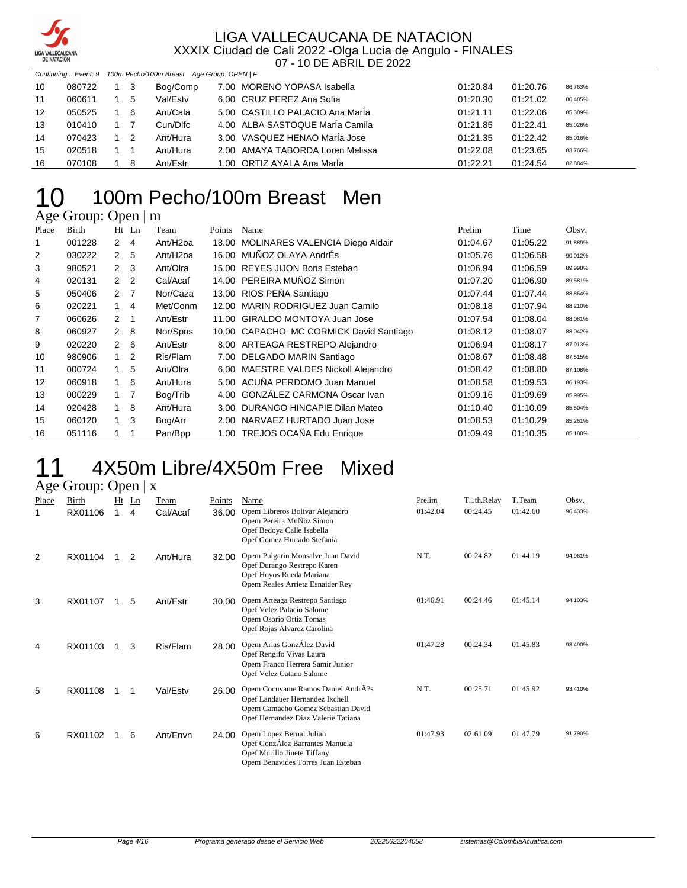Continuing... Event: 9 100m Pecho/100m Breast Age Group: OPEN | F

| Place | Birth | Ht | Ln | Team | Points | Name | Prelim | Time | Obsv. |
|---|---|---|---|---|---|---|---|---|---|
| 10 | 080722 | 1 | 3 | Bog/Comp | 7.00 | MORENO YOPASA Isabella | 01:20.84 | 01:20.76 | 86.763% |
| 11 | 060611 | 1 | 5 | Val/Estv | 6.00 | CRUZ PEREZ Ana Sofia | 01:20.30 | 01:21.02 | 86.485% |
| 12 | 050525 | 1 | 6 | Ant/Cala | 5.00 | CASTILLO PALACIO Ana MarÍa | 01:21.11 | 01:22.06 | 85.389% |
| 13 | 010410 | 1 | 7 | Cun/Dlfc | 4.00 | ALBA SASTOQUE MarÍa Camila | 01:21.85 | 01:22.41 | 85.026% |
| 14 | 070423 | 1 | 2 | Ant/Hura | 3.00 | VASQUEZ HENAO MarÍa Jose | 01:21.35 | 01:22.42 | 85.016% |
| 15 | 020518 | 1 | 1 | Ant/Hura | 2.00 | AMAYA TABORDA Loren Melissa | 01:22.08 | 01:23.65 | 83.766% |
| 16 | 070108 | 1 | 8 | Ant/Estr | 1.00 | ORTIZ AYALA Ana MarÍa | 01:22.21 | 01:24.54 | 82.884% |

# 10 100m Pecho/100m Breast Men

## Age Group: Open | m

| Place | Birth | Ht | Ln | Team | Points | Name | Prelim | Time | Obsv. |
|---|---|---|---|---|---|---|---|---|---|
| 1 | 001228 | 2 | 4 | Ant/H2oa | 18.00 | MOLINARES VALENCIA Diego Aldair | 01:04.67 | 01:05.22 | 91.889% |
| 2 | 030222 | 2 | 5 | Ant/H2oa | 16.00 | MUÑOZ OLAYA AndrÉs | 01:05.76 | 01:06.58 | 90.012% |
| 3 | 980521 | 2 | 3 | Ant/Olra | 15.00 | REYES JIJON Boris Esteban | 01:06.94 | 01:06.59 | 89.998% |
| 4 | 020131 | 2 | 2 | Cal/Acaf | 14.00 | PEREIRA MUÑOZ Simon | 01:07.20 | 01:06.90 | 89.581% |
| 5 | 050406 | 2 | 7 | Nor/Caza | 13.00 | RIOS PEÑA Santiago | 01:07.44 | 01:07.44 | 88.864% |
| 6 | 020221 | 1 | 4 | Met/Conm | 12.00 | MARIN RODRIGUEZ Juan Camilo | 01:08.18 | 01:07.94 | 88.210% |
| 7 | 060626 | 2 | 1 | Ant/Estr | 11.00 | GIRALDO MONTOYA Juan Jose | 01:07.54 | 01:08.04 | 88.081% |
| 8 | 060927 | 2 | 8 | Nor/Spns | 10.00 | CAPACHO MC CORMICK David Santiago | 01:08.12 | 01:08.07 | 88.042% |
| 9 | 020220 | 2 | 6 | Ant/Estr | 8.00 | ARTEAGA RESTREPO Alejandro | 01:06.94 | 01:08.17 | 87.913% |
| 10 | 980906 | 1 | 2 | Ris/Flam | 7.00 | DELGADO MARIN Santiago | 01:08.67 | 01:08.48 | 87.515% |
| 11 | 000724 | 1 | 5 | Ant/Olra | 6.00 | MAESTRE VALDES Nickoll Alejandro | 01:08.42 | 01:08.80 | 87.108% |
| 12 | 060918 | 1 | 6 | Ant/Hura | 5.00 | ACUÑA PERDOMO Juan Manuel | 01:08.58 | 01:09.53 | 86.193% |
| 13 | 000229 | 1 | 7 | Bog/Trib | 4.00 | GONZÁLEZ CARMONA Oscar Ivan | 01:09.16 | 01:09.69 | 85.995% |
| 14 | 020428 | 1 | 8 | Ant/Hura | 3.00 | DURANGO HINCAPIE Dilan Mateo | 01:10.40 | 01:10.09 | 85.504% |
| 15 | 060120 | 1 | 3 | Bog/Arr | 2.00 | NARVAEZ HURTADO Juan Jose | 01:08.53 | 01:10.29 | 85.261% |
| 16 | 051116 | 1 | 1 | Pan/Bpp | 1.00 | TREJOS OCAÑA Edu Enrique | 01:09.49 | 01:10.35 | 85.188% |

# 11 4X50m Libre/4X50m Free Mixed

## Age Group: Open | x

| Place | Birth | Ht | Ln | Team | Points | Name | Prelim | T.1th.Relay | T.Team | Obsv. |
|---|---|---|---|---|---|---|---|---|---|---|
| 1 | RX01106 | 1 | 4 | Cal/Acaf | 36.00 | Opem Libreros Bolivar Alejandro<br>Opem Pereira MuÑoz Simon<br>Opef Bedoya Calle Isabella<br>Opef Gomez Hurtado Stefania | 01:42.04 | 00:24.45 | 01:42.60 | 96.433% |
| 2 | RX01104 | 1 | 2 | Ant/Hura | 32.00 | Opem Pulgarin Monsalve Juan David<br>Opef Durango Restrepo Karen<br>Opef Hoyos Rueda Mariana<br>Opem Reales Arrieta Esnaider Rey | N.T. | 00:24.82 | 01:44.19 | 94.961% |
| 3 | RX01107 | 1 | 5 | Ant/Estr | 30.00 | Opem Arteaga Restrepo Santiago<br>Opef Velez Palacio Salome<br>Opem Osorio Ortiz Tomas<br>Opef Rojas Alvarez Carolina | 01:46.91 | 00:24.46 | 01:45.14 | 94.103% |
| 4 | RX01103 | 1 | 3 | Ris/Flam | 28.00 | Opem Arias GonzÁlez David<br>Opef Rengifo Vivas Laura<br>Opem Franco Herrera Samir Junior<br>Opef Velez Catano Salome | 01:47.28 | 00:24.34 | 01:45.83 | 93.490% |
| 5 | RX01108 | 1 | 1 | Val/Estv | 26.00 | Opem Cocuyame Ramos Daniel AndrÃ?s<br>Opef Landauer Hernandez Ixchell<br>Opem Camacho Gomez Sebastian David<br>Opef Hernandez Diaz Valerie Tatiana | N.T. | 00:25.71 | 01:45.92 | 93.410% |
| 6 | RX01102 | 1 | 6 | Ant/Envn | 24.00 | Opem Lopez Bernal Julian<br>Opef GonzÁlez Barrantes Manuela<br>Opef Murillo Jinete Tiffany<br>Opem Benavides Torres Juan Esteban | 01:47.93 | 02:61.09 | 01:47.79 | 91.790% |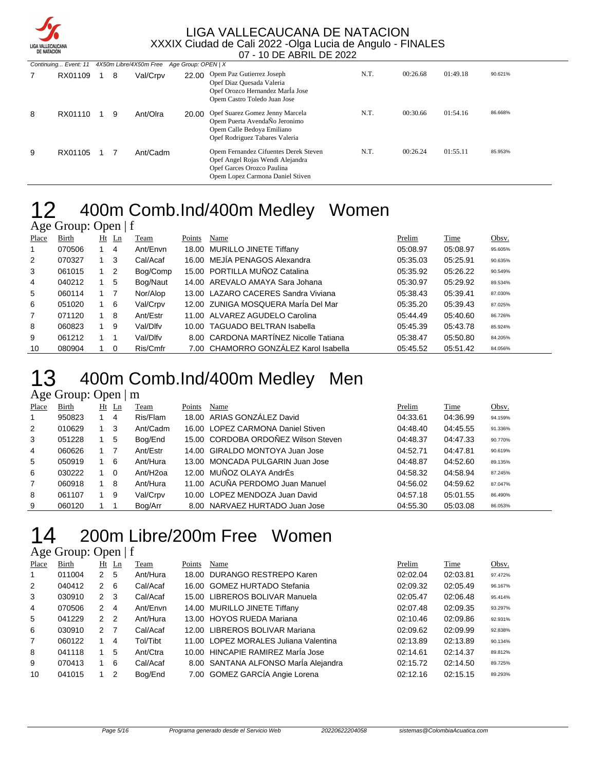LIGA VALLECAUCANA DE NATACION
XXXIX Ciudad de Cali 2022 -Olga Lucia de Angulo - FINALES
07 - 10 DE ABRIL DE 2022

Continuing... Event: 11 4X50m Libre/4X50m Free Age Group: OPEN | X

| Place | | Ht | Ln | Team | Points | Name | Prelim | Split | Time | Obsv. |
|---|---|---|---|---|---|---|---|---|---|---|
| 7 | RX01109 | 1 | 8 | Val/Crpv | 22.00 | Opem Paz Gutierrez Joseph<br>Opef Diaz Quesada Valeria<br>Opef Orozco Hernandez MarÍa Jose<br>Opem Castro Toledo Juan Jose | N.T. | 00:26.68 | 01:49.18 | 90.621% |
| 8 | RX01110 | 1 | 9 | Ant/Olra | 20.00 | Opef Suarez Gomez Jenny Marcela<br>Opem Puerta AvendaÑo Jeronimo<br>Opem Calle Bedoya Emiliano<br>Opef Rodriguez Tabares Valeria | N.T. | 00:30.66 | 01:54.16 | 86.668% |
| 9 | RX01105 | 1 | 7 | Ant/Cadm | | Opem Fernandez Cifuentes Derek Steven<br>Opef Angel Rojas Wendi Alejandra<br>Opef Garces Orozco Paulina<br>Opem Lopez Carmona Daniel Stiven | N.T. | 00:26.24 | 01:55.11 | 85.953% |

# 12 400m Comb.Ind/400m Medley Women

Age Group: Open | f

| Place | Birth | Ht | Ln | Team | Points | Name | Prelim | Time | Obsv. |
|---|---|---|---|---|---|---|---|---|---|
| 1 | 070506 | 1 | 4 | Ant/Envn | 18.00 | MURILLO JINETE Tiffany | 05:08.97 | 05:08.97 | 95.605% |
| 2 | 070327 | 1 | 3 | Cal/Acaf | 16.00 | MEJÍA PENAGOS Alexandra | 05:35.03 | 05:25.91 | 90.635% |
| 3 | 061015 | 1 | 2 | Bog/Comp | 15.00 | PORTILLA MUÑOZ Catalina | 05:35.92 | 05:26.22 | 90.549% |
| 4 | 040212 | 1 | 5 | Bog/Naut | 14.00 | AREVALO AMAYA Sara Johana | 05:30.97 | 05:29.92 | 89.534% |
| 5 | 060114 | 1 | 7 | Nor/Alop | 13.00 | LAZARO CACERES Sandra Viviana | 05:38.43 | 05:39.41 | 87.030% |
| 6 | 051020 | 1 | 6 | Val/Crpv | 12.00 | ZUNIGA MOSQUERA MarÍa Del Mar | 05:35.20 | 05:39.43 | 87.025% |
| 7 | 071120 | 1 | 8 | Ant/Estr | 11.00 | ALVAREZ AGUDELO Carolina | 05:44.49 | 05:40.60 | 86.726% |
| 8 | 060823 | 1 | 9 | Val/Dlfv | 10.00 | TAGUADO BELTRAN Isabella | 05:45.39 | 05:43.78 | 85.924% |
| 9 | 061212 | 1 | 1 | Val/Dlfv | 8.00 | CARDONA MARTÍNEZ Nicolle Tatiana | 05:38.47 | 05:50.80 | 84.205% |
| 10 | 080904 | 1 | 0 | Ris/Cmfr | 7.00 | CHAMORRO GONZÁLEZ Karol Isabella | 05:45.52 | 05:51.42 | 84.056% |

# 13 400m Comb.Ind/400m Medley Men

Age Group: Open | m

| Place | Birth | Ht | Ln | Team | Points | Name | Prelim | Time | Obsv. |
|---|---|---|---|---|---|---|---|---|---|
| 1 | 950823 | 1 | 4 | Ris/Flam | 18.00 | ARIAS GONZÁLEZ David | 04:33.61 | 04:36.99 | 94.159% |
| 2 | 010629 | 1 | 3 | Ant/Cadm | 16.00 | LOPEZ CARMONA Daniel Stiven | 04:48.40 | 04:45.55 | 91.336% |
| 3 | 051228 | 1 | 5 | Bog/End | 15.00 | CORDOBA ORDOÑEZ Wilson Steven | 04:48.37 | 04:47.33 | 90.770% |
| 4 | 060626 | 1 | 7 | Ant/Estr | 14.00 | GIRALDO MONTOYA Juan Jose | 04:52.71 | 04:47.81 | 90.619% |
| 5 | 050919 | 1 | 6 | Ant/Hura | 13.00 | MONCADA PULGARIN Juan Jose | 04:48.87 | 04:52.60 | 89.135% |
| 6 | 030222 | 1 | 0 | Ant/H2oa | 12.00 | MUÑOZ OLAYA AndrÉs | 04:58.32 | 04:58.94 | 87.245% |
| 7 | 060918 | 1 | 8 | Ant/Hura | 11.00 | ACUÑA PERDOMO Juan Manuel | 04:56.02 | 04:59.62 | 87.047% |
| 8 | 061107 | 1 | 9 | Val/Crpv | 10.00 | LOPEZ MENDOZA Juan David | 04:57.18 | 05:01.55 | 86.490% |
| 9 | 060120 | 1 | 1 | Bog/Arr | 8.00 | NARVAEZ HURTADO Juan Jose | 04:55.30 | 05:03.08 | 86.053% |

# 14 200m Libre/200m Free Women

Age Group: Open | f

| Place | Birth | Ht | Ln | Team | Points | Name | Prelim | Time | Obsv. |
|---|---|---|---|---|---|---|---|---|---|
| 1 | 011004 | 2 | 5 | Ant/Hura | 18.00 | DURANGO RESTREPO Karen | 02:02.04 | 02:03.81 | 97.472% |
| 2 | 040412 | 2 | 6 | Cal/Acaf | 16.00 | GOMEZ HURTADO Stefania | 02:09.32 | 02:05.49 | 96.167% |
| 3 | 030910 | 2 | 3 | Cal/Acaf | 15.00 | LIBREROS BOLIVAR Manuela | 02:05.47 | 02:06.48 | 95.414% |
| 4 | 070506 | 2 | 4 | Ant/Envn | 14.00 | MURILLO JINETE Tiffany | 02:07.48 | 02:09.35 | 93.297% |
| 5 | 041229 | 2 | 2 | Ant/Hura | 13.00 | HOYOS RUEDA Mariana | 02:10.46 | 02:09.86 | 92.931% |
| 6 | 030910 | 2 | 7 | Cal/Acaf | 12.00 | LIBREROS BOLIVAR Mariana | 02:09.62 | 02:09.99 | 92.838% |
| 7 | 060122 | 1 | 4 | Tol/Tibt | 11.00 | LOPEZ MORALES Juliana Valentina | 02:13.89 | 02:13.89 | 90.134% |
| 8 | 041118 | 1 | 5 | Ant/Ctra | 10.00 | HINCAPIE RAMIREZ MarÍa Jose | 02:14.61 | 02:14.37 | 89.812% |
| 9 | 070413 | 1 | 6 | Cal/Acaf | 8.00 | SANTANA ALFONSO MarÍa Alejandra | 02:15.72 | 02:14.50 | 89.725% |
| 10 | 041015 | 1 | 2 | Bog/End | 7.00 | GOMEZ GARCÍA Angie Lorena | 02:12.16 | 02:15.15 | 89.293% |

Programa generado desde el Servicio Web 20220622204058 sistemas@ColombiaAcuatica.com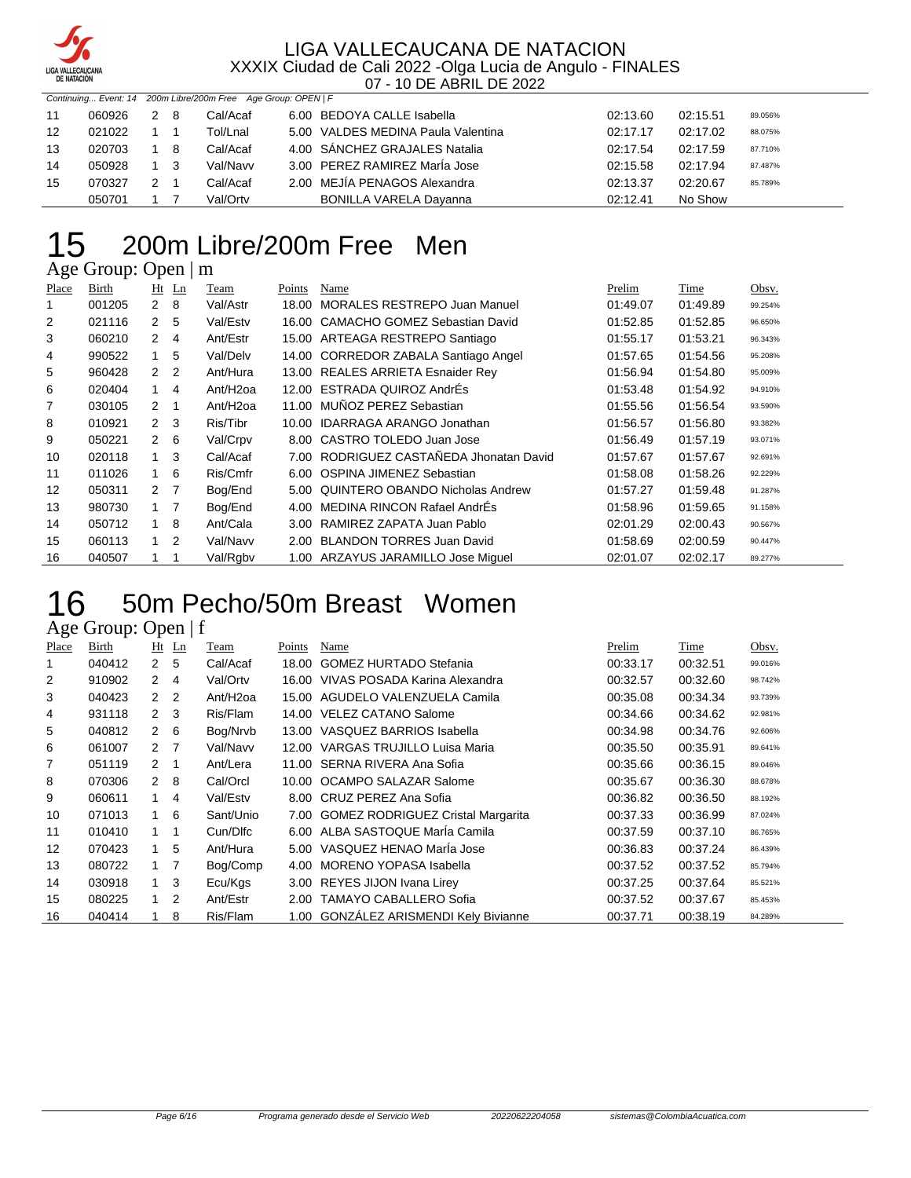Continuing... Event: 14 200m Libre/200m Free Age Group: OPEN | F

| Place | Birth | Ht | Ln | Team | Points | Name | Prelim | Time | Obsv. |
|---|---|---|---|---|---|---|---|---|---|
| 11 | 060926 | 2 | 8 | Cal/Acaf | 6.00 | BEDOYA CALLE Isabella | 02:13.60 | 02:15.51 | 89.056% |
| 12 | 021022 | 1 | 1 | Tol/Lnal | 5.00 | VALDES MEDINA Paula Valentina | 02:17.17 | 02:17.02 | 88.075% |
| 13 | 020703 | 1 | 8 | Cal/Acaf | 4.00 | SÁNCHEZ GRAJALES Natalia | 02:17.54 | 02:17.59 | 87.710% |
| 14 | 050928 | 1 | 3 | Val/Navv | 3.00 | PEREZ RAMIREZ MarÍa Jose | 02:15.58 | 02:17.94 | 87.487% |
| 15 | 070327 | 2 | 1 | Cal/Acaf | 2.00 | MEJÍA PENAGOS Alexandra | 02:13.37 | 02:20.67 | 85.789% |
| | 050701 | 1 | 7 | Val/Ortv | | BONILLA VARELA Dayanna | 02:12.41 | No Show | |

# 15 200m Libre/200m Free Men

Age Group: Open | m

| Place | Birth | Ht | Ln | Team | Points | Name | Prelim | Time | Obsv. |
|---|---|---|---|---|---|---|---|---|---|
| 1 | 001205 | 2 | 8 | Val/Astr | 18.00 | MORALES RESTREPO Juan Manuel | 01:49.07 | 01:49.89 | 99.254% |
| 2 | 021116 | 2 | 5 | Val/Estv | 16.00 | CAMACHO GOMEZ Sebastian David | 01:52.85 | 01:52.85 | 96.650% |
| 3 | 060210 | 2 | 4 | Ant/Estr | 15.00 | ARTEAGA RESTREPO Santiago | 01:55.17 | 01:53.21 | 96.343% |
| 4 | 990522 | 1 | 5 | Val/Delv | 14.00 | CORREDOR ZABALA Santiago Angel | 01:57.65 | 01:54.56 | 95.208% |
| 5 | 960428 | 2 | 2 | Ant/Hura | 13.00 | REALES ARRIETA Esnaider Rey | 01:56.94 | 01:54.80 | 95.009% |
| 6 | 020404 | 1 | 4 | Ant/H2oa | 12.00 | ESTRADA QUIROZ AndrÉs | 01:53.48 | 01:54.92 | 94.910% |
| 7 | 030105 | 2 | 1 | Ant/H2oa | 11.00 | MUÑOZ PEREZ Sebastian | 01:55.56 | 01:56.54 | 93.590% |
| 8 | 010921 | 2 | 3 | Ris/Tibr | 10.00 | IDARRAGA ARANGO Jonathan | 01:56.57 | 01:56.80 | 93.382% |
| 9 | 050221 | 2 | 6 | Val/Crpv | 8.00 | CASTRO TOLEDO Juan Jose | 01:56.49 | 01:57.19 | 93.071% |
| 10 | 020118 | 1 | 3 | Cal/Acaf | 7.00 | RODRIGUEZ CASTAÑEDA Jhonatan David | 01:57.67 | 01:57.67 | 92.691% |
| 11 | 011026 | 1 | 6 | Ris/Cmfr | 6.00 | OSPINA JIMENEZ Sebastian | 01:58.08 | 01:58.26 | 92.229% |
| 12 | 050311 | 2 | 7 | Bog/End | 5.00 | QUINTERO OBANDO Nicholas Andrew | 01:57.27 | 01:59.48 | 91.287% |
| 13 | 980730 | 1 | 7 | Bog/End | 4.00 | MEDINA RINCON Rafael AndrÉs | 01:58.96 | 01:59.65 | 91.158% |
| 14 | 050712 | 1 | 8 | Ant/Cala | 3.00 | RAMIREZ ZAPATA Juan Pablo | 02:01.29 | 02:00.43 | 90.567% |
| 15 | 060113 | 1 | 2 | Val/Navv | 2.00 | BLANDON TORRES Juan David | 01:58.69 | 02:00.59 | 90.447% |
| 16 | 040507 | 1 | 1 | Val/Rgbv | 1.00 | ARZAYUS JARAMILLO Jose Miguel | 02:01.07 | 02:02.17 | 89.277% |

# 16 50m Pecho/50m Breast Women

Age Group: Open | f

| Place | Birth | Ht | Ln | Team | Points | Name | Prelim | Time | Obsv. |
|---|---|---|---|---|---|---|---|---|---|
| 1 | 040412 | 2 | 5 | Cal/Acaf | 18.00 | GOMEZ HURTADO Stefania | 00:33.17 | 00:32.51 | 99.016% |
| 2 | 910902 | 2 | 4 | Val/Ortv | 16.00 | VIVAS POSADA Karina Alexandra | 00:32.57 | 00:32.60 | 98.742% |
| 3 | 040423 | 2 | 2 | Ant/H2oa | 15.00 | AGUDELO VALENZUELA Camila | 00:35.08 | 00:34.34 | 93.739% |
| 4 | 931118 | 2 | 3 | Ris/Flam | 14.00 | VELEZ CATANO Salome | 00:34.66 | 00:34.62 | 92.981% |
| 5 | 040812 | 2 | 6 | Bog/Nrvb | 13.00 | VASQUEZ BARRIOS Isabella | 00:34.98 | 00:34.76 | 92.606% |
| 6 | 061007 | 2 | 7 | Val/Navv | 12.00 | VARGAS TRUJILLO Luisa Maria | 00:35.50 | 00:35.91 | 89.641% |
| 7 | 051119 | 2 | 1 | Ant/Lera | 11.00 | SERNA RIVERA Ana Sofia | 00:35.66 | 00:36.15 | 89.046% |
| 8 | 070306 | 2 | 8 | Cal/Orcl | 10.00 | OCAMPO SALAZAR Salome | 00:35.67 | 00:36.30 | 88.678% |
| 9 | 060611 | 1 | 4 | Val/Estv | 8.00 | CRUZ PEREZ Ana Sofia | 00:36.82 | 00:36.50 | 88.192% |
| 10 | 071013 | 1 | 6 | Sant/Unio | 7.00 | GOMEZ RODRIGUEZ Cristal Margarita | 00:37.33 | 00:36.99 | 87.024% |
| 11 | 010410 | 1 | 1 | Cun/Dlfc | 6.00 | ALBA SASTOQUE MarÍa Camila | 00:37.59 | 00:37.10 | 86.765% |
| 12 | 070423 | 1 | 5 | Ant/Hura | 5.00 | VASQUEZ HENAO MarÍa Jose | 00:36.83 | 00:37.24 | 86.439% |
| 13 | 080722 | 1 | 7 | Bog/Comp | 4.00 | MORENO YOPASA Isabella | 00:37.52 | 00:37.52 | 85.794% |
| 14 | 030918 | 1 | 3 | Ecu/Kgs | 3.00 | REYES JIJON Ivana Lirey | 00:37.25 | 00:37.64 | 85.521% |
| 15 | 080225 | 1 | 2 | Ant/Estr | 2.00 | TAMAYO CABALLERO Sofia | 00:37.52 | 00:37.67 | 85.453% |
| 16 | 040414 | 1 | 8 | Ris/Flam | 1.00 | GONZÁLEZ ARISMENDI Kely Bivianne | 00:37.71 | 00:38.19 | 84.289% |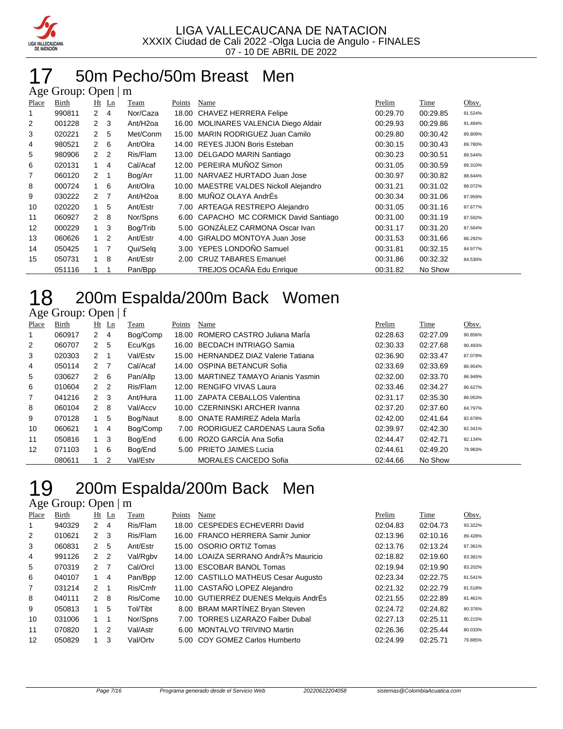LIGA VALLECAUCANA DE NATACION
XXXIX Ciudad de Cali 2022 -Olga Lucia de Angulo - FINALES
07 - 10 DE ABRIL DE 2022

# 17 50m Pecho/50m Breast Men

## Age Group: Open | m

| Place | Birth | Ht | Ln | Team | Points | Name | Prelim | Time | Obsv. |
|---|---|---|---|---|---|---|---|---|---|
| 1 | 990811 | 2 | 4 | Nor/Caza | 18.00 | CHAVEZ HERRERA Felipe | 00:29.70 | 00:29.85 | 91.524% |
| 2 | 001228 | 2 | 3 | Ant/H2oa | 16.00 | MOLINARES VALENCIA Diego Aldair | 00:29.93 | 00:29.86 | 91.494% |
| 3 | 020221 | 2 | 5 | Met/Conm | 15.00 | MARIN RODRIGUEZ Juan Camilo | 00:29.80 | 00:30.42 | 89.809% |
| 4 | 980521 | 2 | 6 | Ant/Olra | 14.00 | REYES JIJON Boris Esteban | 00:30.15 | 00:30.43 | 89.780% |
| 5 | 980906 | 2 | 2 | Ris/Flam | 13.00 | DELGADO MARIN Santiago | 00:30.23 | 00:30.51 | 89.544% |
| 6 | 020131 | 1 | 4 | Cal/Acaf | 12.00 | PEREIRA MUÑOZ Simon | 00:31.05 | 00:30.59 | 89.310% |
| 7 | 060120 | 2 | 1 | Bog/Arr | 11.00 | NARVAEZ HURTADO Juan Jose | 00:30.97 | 00:30.82 | 88.644% |
| 8 | 000724 | 1 | 6 | Ant/Olra | 10.00 | MAESTRE VALDES Nickoll Alejandro | 00:31.21 | 00:31.02 | 88.072% |
| 9 | 030222 | 2 | 7 | Ant/H2oa | 8.00 | MUÑOZ OLAYA AndrÉs | 00:30.34 | 00:31.06 | 87.959% |
| 10 | 020220 | 1 | 5 | Ant/Estr | 7.00 | ARTEAGA RESTREPO Alejandro | 00:31.05 | 00:31.16 | 87.677% |
| 11 | 060927 | 2 | 8 | Nor/Spns | 6.00 | CAPACHO MC CORMICK David Santiago | 00:31.00 | 00:31.19 | 87.592% |
| 12 | 000229 | 1 | 3 | Bog/Trib | 5.00 | GONZÁLEZ CARMONA Oscar Ivan | 00:31.17 | 00:31.20 | 87.564% |
| 13 | 060626 | 1 | 2 | Ant/Estr | 4.00 | GIRALDO MONTOYA Juan Jose | 00:31.53 | 00:31.66 | 86.292% |
| 14 | 050425 | 1 | 7 | Qui/Selq | 3.00 | YEPES LONDOÑO Samuel | 00:31.81 | 00:32.15 | 84.977% |
| 15 | 050731 | 1 | 8 | Ant/Estr | 2.00 | CRUZ TABARES Emanuel | 00:31.86 | 00:32.32 | 84.530% |
| | 051116 | 1 | 1 | Pan/Bpp | | TREJOS OCAÑA Edu Enrique | 00:31.82 | No Show | |

# 18 200m Espalda/200m Back Women

## Age Group: Open | f

| Place | Birth | Ht | Ln | Team | Points | Name | Prelim | Time | Obsv. |
|---|---|---|---|---|---|---|---|---|---|
| 1 | 060917 | 2 | 4 | Bog/Comp | 18.00 | ROMERO CASTRO Juliana MarÍa | 02:28.63 | 02:27.09 | 90.856% |
| 2 | 060707 | 2 | 5 | Ecu/Kgs | 16.00 | BECDACH INTRIAGO Samia | 02:30.33 | 02:27.68 | 90.493% |
| 3 | 020303 | 2 | 1 | Val/Estv | 15.00 | HERNANDEZ DIAZ Valerie Tatiana | 02:36.90 | 02:33.47 | 87.079% |
| 4 | 050114 | 2 | 7 | Cal/Acaf | 14.00 | OSPINA BETANCUR Sofia | 02:33.69 | 02:33.69 | 86.954% |
| 5 | 030627 | 2 | 6 | Pan/Allp | 13.00 | MARTINEZ TAMAYO Arianis Yasmin | 02:32.00 | 02:33.70 | 86.949% |
| 6 | 010604 | 2 | 2 | Ris/Flam | 12.00 | RENGIFO VIVAS Laura | 02:33.46 | 02:34.27 | 86.627% |
| 7 | 041216 | 2 | 3 | Ant/Hura | 11.00 | ZAPATA CEBALLOS Valentina | 02:31.17 | 02:35.30 | 86.053% |
| 8 | 060104 | 2 | 8 | Val/Accv | 10.00 | CZERNINSKI ARCHER Ivanna | 02:37.20 | 02:37.60 | 84.797% |
| 9 | 070128 | 1 | 5 | Bog/Naut | 8.00 | ONATE RAMIREZ Adela MarÍa | 02:42.00 | 02:41.64 | 82.678% |
| 10 | 060621 | 1 | 4 | Bog/Comp | 7.00 | RODRIGUEZ CARDENAS Laura Sofia | 02:39.97 | 02:42.30 | 82.341% |
| 11 | 050816 | 1 | 3 | Bog/End | 6.00 | ROZO GARCÍA Ana Sofia | 02:44.47 | 02:42.71 | 82.134% |
| 12 | 071103 | 1 | 6 | Bog/End | 5.00 | PRIETO JAIMES Lucia | 02:44.61 | 02:49.20 | 78.983% |
| | 080611 | 1 | 2 | Val/Estv | | MORALES CAICEDO Sofia | 02:44.66 | No Show | |

# 19 200m Espalda/200m Back Men

## Age Group: Open | m

| Place | Birth | Ht | Ln | Team | Points | Name | Prelim | Time | Obsv. |
|---|---|---|---|---|---|---|---|---|---|
| 1 | 940329 | 2 | 4 | Ris/Flam | 18.00 | CESPEDES ECHEVERRI David | 02:04.83 | 02:04.73 | 93.322% |
| 2 | 010621 | 2 | 3 | Ris/Flam | 16.00 | FRANCO HERRERA Samir Junior | 02:13.96 | 02:10.16 | 89.428% |
| 3 | 060831 | 2 | 5 | Ant/Estr | 15.00 | OSORIO ORTIZ Tomas | 02:13.76 | 02:13.24 | 87.361% |
| 4 | 991126 | 2 | 2 | Val/Rgbv | 14.00 | LOAIZA SERRANO AndrÃ?s Mauricio | 02:18.82 | 02:19.60 | 83.381% |
| 5 | 070319 | 2 | 7 | Cal/Orcl | 13.00 | ESCOBAR BANOL Tomas | 02:19.94 | 02:19.90 | 83.202% |
| 6 | 040107 | 1 | 4 | Pan/Bpp | 12.00 | CASTILLO MATHEUS Cesar Augusto | 02:23.34 | 02:22.75 | 81.541% |
| 7 | 031214 | 2 | 1 | Ris/Cmfr | 11.00 | CASTAÑO LOPEZ Alejandro | 02:21.32 | 02:22.79 | 81.518% |
| 8 | 040111 | 2 | 8 | Ris/Come | 10.00 | GUTIERREZ DUENES Melquis AndrÉs | 02:21.55 | 02:22.89 | 81.461% |
| 9 | 050813 | 1 | 5 | Tol/Tibt | 8.00 | BRAM MARTÍNEZ Bryan Steven | 02:24.72 | 02:24.82 | 80.376% |
| 10 | 031006 | 1 | 1 | Nor/Spns | 7.00 | TORRES LIZARAZO Faiber Dubal | 02:27.13 | 02:25.11 | 80.215% |
| 11 | 070820 | 1 | 2 | Val/Astr | 6.00 | MONTALVO TRIVINO Martin | 02:26.36 | 02:25.44 | 80.033% |
| 12 | 050829 | 1 | 3 | Val/Ortv | 5.00 | COY GOMEZ Carlos Humberto | 02:24.99 | 02:25.71 | 79.885% |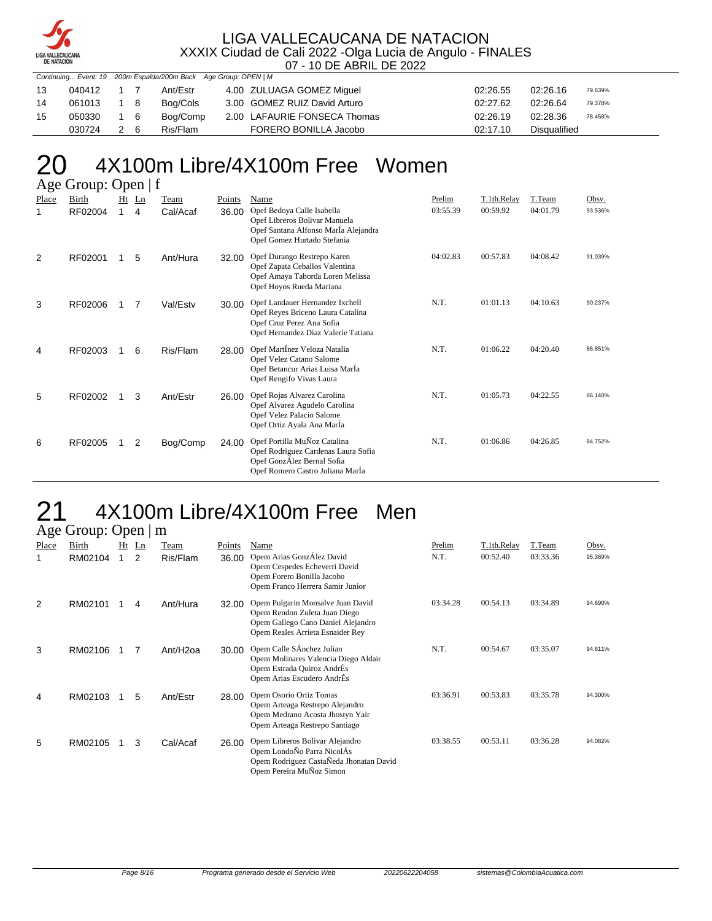LIGA VALLECAUCANA DE NATACION
XXXIX Ciudad de Cali 2022 -Olga Lucia de Angulo - FINALES
07 - 10 DE ABRIL DE 2022

*Continuing... Event: 19 200m Espalda/200m Back Age Group: OPEN | M*

| Place | Birth | Ht | Ln | Team | Points | Name | Prelim | T.Team | Obsv. |
|---|---|---|---|---|---|---|---|---|---|
| 13 | 040412 | 1 | 7 | Ant/Estr | 4.00 | ZULUAGA GOMEZ Miguel | 02:26.55 | 02:26.16 | 79.639% |
| 14 | 061013 | 1 | 8 | Bog/Cols | 3.00 | GOMEZ RUIZ David Arturo | 02:27.62 | 02:26.64 | 79.378% |
| 15 | 050330 | 1 | 6 | Bog/Comp | 2.00 | LAFAURIE FONSECA Thomas | 02:26.19 | 02:28.36 | 78.458% |
| | 030724 | 2 | 6 | Ris/Flam | | FORERO BONILLA Jacobo | 02:17.10 | Disqualified | |

# 20 4X100m Libre/4X100m Free Women

## Age Group: Open | f

| Place | Birth | Ht | Ln | Team | Points | Name | Prelim | T.1th.Relay | T.Team | Obsv. |
|---|---|---|---|---|---|---|---|---|---|---|
| 1 | RF02004 | 1 | 4 | Cal/Acaf | 36.00 | Opef Bedoya Calle Isabella<br>Opef Libreros Bolivar Manuela<br>Opef Santana Alfonso MarÍa Alejandra<br>Opef Gomez Hurtado Stefania | 03:55.39 | 00:59.92 | 04:01.79 | 93.536% |
| 2 | RF02001 | 1 | 5 | Ant/Hura | 32.00 | Opef Durango Restrepo Karen<br>Opef Zapata Ceballos Valentina<br>Opef Amaya Taborda Loren Melissa<br>Opef Hoyos Rueda Mariana | 04:02.83 | 00:57.83 | 04:08.42 | 91.039% |
| 3 | RF02006 | 1 | 7 | Val/Estv | 30.00 | Opef Landauer Hernandez Ixchell<br>Opef Reyes Briceno Laura Catalina<br>Opef Cruz Perez Ana Sofia<br>Opef Hernandez Diaz Valerie Tatiana | N.T. | 01:01.13 | 04:10.63 | 90.237% |
| 4 | RF02003 | 1 | 6 | Ris/Flam | 28.00 | Opef MartÍnez Veloza Natalia<br>Opef Velez Catano Salome<br>Opef Betancur Arias Luisa MarÍa<br>Opef Rengifo Vivas Laura | N.T. | 01:06.22 | 04:20.40 | 86.851% |
| 5 | RF02002 | 1 | 3 | Ant/Estr | 26.00 | Opef Rojas Alvarez Carolina<br>Opef Alvarez Agudelo Carolina<br>Opef Velez Palacio Salome<br>Opef Ortiz Ayala Ana MarÍa | N.T. | 01:05.73 | 04:22.55 | 86.140% |
| 6 | RF02005 | 1 | 2 | Bog/Comp | 24.00 | Opef Portilla MuÑoz Catalina<br>Opef Rodriguez Cardenas Laura Sofia<br>Opef GonzÁlez Bernal Sofia<br>Opef Romero Castro Juliana MarÍa | N.T. | 01:06.86 | 04:26.85 | 84.752% |

# 21 4X100m Libre/4X100m Free Men

## Age Group: Open | m

| Place | Birth | Ht | Ln | Team | Points | Name | Prelim | T.1th.Relay | T.Team | Obsv. |
|---|---|---|---|---|---|---|---|---|---|---|
| 1 | RM02104 | 1 | 2 | Ris/Flam | 36.00 | Opem Arias GonzÁlez David<br>Opem Cespedes Echeverri David<br>Opem Forero Bonilla Jacobo<br>Opem Franco Herrera Samir Junior | N.T. | 00:52.40 | 03:33.36 | 95.369% |
| 2 | RM02101 | 1 | 4 | Ant/Hura | 32.00 | Opem Pulgarin Monsalve Juan David<br>Opem Rendon Zuleta Juan Diego<br>Opem Gallego Cano Daniel Alejandro<br>Opem Reales Arrieta Esnaider Rey | 03:34.28 | 00:54.13 | 03:34.89 | 94.690% |
| 3 | RM02106 | 1 | 7 | Ant/H2oa | 30.00 | Opem Calle SÁnchez Julian<br>Opem Molinares Valencia Diego Aldair<br>Opem Estrada Quiroz AndrÉs<br>Opem Arias Escudero AndrÉs | N.T. | 00:54.67 | 03:35.07 | 94.611% |
| 4 | RM02103 | 1 | 5 | Ant/Estr | 28.00 | Opem Osorio Ortiz Tomas<br>Opem Arteaga Restrepo Alejandro<br>Opem Medrano Acosta Jhostyn Yair<br>Opem Arteaga Restrepo Santiago | 03:36.91 | 00:53.83 | 03:35.78 | 94.300% |
| 5 | RM02105 | 1 | 3 | Cal/Acaf | 26.00 | Opem Libreros Bolivar Alejandro<br>Opem LondoÑo Parra NicolÁs<br>Opem Rodriguez CastaÑeda Jhonatan David<br>Opem Pereira MuÑoz Simon | 03:38.55 | 00:53.11 | 03:36.28 | 94.082% |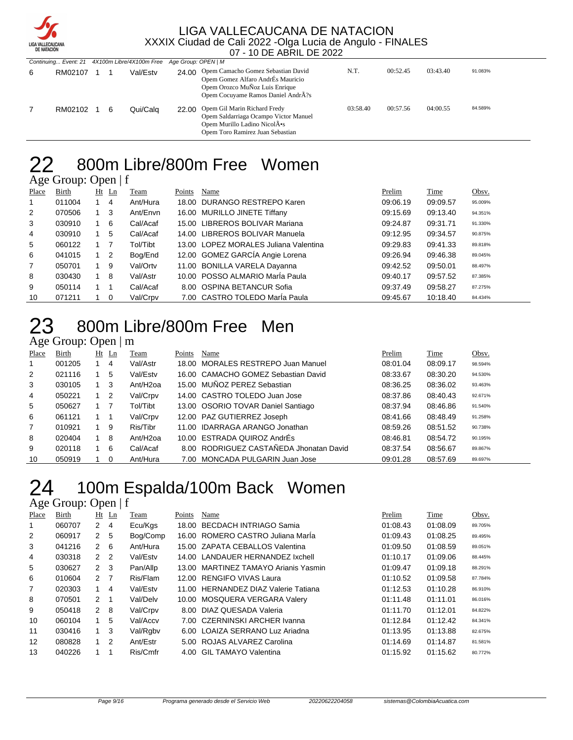# LIGA VALLECAUCANA DE NATACION
XXXIX Ciudad de Cali 2022 -Olga Lucia de Angulo - FINALES
07 - 10 DE ABRIL DE 2022

Continuing... Event: 21 4X100m Libre/4X100m Free Age Group: OPEN | M

| Place | Team | Ht | Ln | Team | Points | Name | Prelim | Split | Time | Obsv. |
|---|---|---|---|---|---|---|---|---|---|---|
| 6 | RM02107 | 1 | 1 | Val/Estv | 24.00 | Opem Camacho Gomez Sebastian David<br>Opem Gomez Alfaro AndrÉs Mauricio<br>Opem Orozco MuÑoz Luis Enrique<br>Opem Cocuyame Ramos Daniel AndrÃ?s | N.T. | 00:52.45 | 03:43.40 | 91.083% |
| 7 | RM02102 | 1 | 6 | Qui/Calq | 22.00 | Opem Gil Marin Richard Fredy<br>Opem Saldarriaga Ocampo Victor Manuel<br>Opem Murillo Ladino NicolÃ•s<br>Opem Toro Ramirez Juan Sebastian | 03:58.40 | 00:57.56 | 04:00.55 | 84.589% |

# 22 800m Libre/800m Free Women

Age Group: Open | f

| Place | Birth | Ht | Ln | Team | Points | Name | Prelim | Time | Obsv. |
|---|---|---|---|---|---|---|---|---|---|
| 1 | 011004 | 1 | 4 | Ant/Hura | 18.00 | DURANGO RESTREPO Karen | 09:06.19 | 09:09.57 | 95.009% |
| 2 | 070506 | 1 | 3 | Ant/Envn | 16.00 | MURILLO JINETE Tiffany | 09:15.69 | 09:13.40 | 94.351% |
| 3 | 030910 | 1 | 6 | Cal/Acaf | 15.00 | LIBREROS BOLIVAR Mariana | 09:24.87 | 09:31.71 | 91.330% |
| 4 | 030910 | 1 | 5 | Cal/Acaf | 14.00 | LIBREROS BOLIVAR Manuela | 09:12.95 | 09:34.57 | 90.875% |
| 5 | 060122 | 1 | 7 | Tol/Tibt | 13.00 | LOPEZ MORALES Juliana Valentina | 09:29.83 | 09:41.33 | 89.818% |
| 6 | 041015 | 1 | 2 | Bog/End | 12.00 | GOMEZ GARCÍA Angie Lorena | 09:26.94 | 09:46.38 | 89.045% |
| 7 | 050701 | 1 | 9 | Val/Ortv | 11.00 | BONILLA VARELA Dayanna | 09:42.52 | 09:50.01 | 88.497% |
| 8 | 030430 | 1 | 8 | Val/Astr | 10.00 | POSSO ALMARIO MarÍa Paula | 09:40.17 | 09:57.52 | 87.385% |
| 9 | 050114 | 1 | 1 | Cal/Acaf | 8.00 | OSPINA BETANCUR Sofia | 09:37.49 | 09:58.27 | 87.275% |
| 10 | 071211 | 1 | 0 | Val/Crpv | 7.00 | CASTRO TOLEDO MarÍa Paula | 09:45.67 | 10:18.40 | 84.434% |

# 23 800m Libre/800m Free Men

Age Group: Open | m

| Place | Birth | Ht | Ln | Team | Points | Name | Prelim | Time | Obsv. |
|---|---|---|---|---|---|---|---|---|---|
| 1 | 001205 | 1 | 4 | Val/Astr | 18.00 | MORALES RESTREPO Juan Manuel | 08:01.04 | 08:09.17 | 98.594% |
| 2 | 021116 | 1 | 5 | Val/Estv | 16.00 | CAMACHO GOMEZ Sebastian David | 08:33.67 | 08:30.20 | 94.530% |
| 3 | 030105 | 1 | 3 | Ant/H2oa | 15.00 | MUÑOZ PEREZ Sebastian | 08:36.25 | 08:36.02 | 93.463% |
| 4 | 050221 | 1 | 2 | Val/Crpv | 14.00 | CASTRO TOLEDO Juan Jose | 08:37.86 | 08:40.43 | 92.671% |
| 5 | 050627 | 1 | 7 | Tol/Tibt | 13.00 | OSORIO TOVAR Daniel Santiago | 08:37.94 | 08:46.86 | 91.540% |
| 6 | 061121 | 1 | 1 | Val/Crpv | 12.00 | PAZ GUTIERREZ Joseph | 08:41.66 | 08:48.49 | 91.258% |
| 7 | 010921 | 1 | 9 | Ris/Tibr | 11.00 | IDARRAGA ARANGO Jonathan | 08:59.26 | 08:51.52 | 90.738% |
| 8 | 020404 | 1 | 8 | Ant/H2oa | 10.00 | ESTRADA QUIROZ AndrÉs | 08:46.81 | 08:54.72 | 90.195% |
| 9 | 020118 | 1 | 6 | Cal/Acaf | 8.00 | RODRIGUEZ CASTAÑEDA Jhonatan David | 08:37.54 | 08:56.67 | 89.867% |
| 10 | 050919 | 1 | 0 | Ant/Hura | 7.00 | MONCADA PULGARIN Juan Jose | 09:01.28 | 08:57.69 | 89.697% |

# 24 100m Espalda/100m Back Women

Age Group: Open | f

| Place | Birth | Ht | Ln | Team | Points | Name | Prelim | Time | Obsv. |
|---|---|---|---|---|---|---|---|---|---|
| 1 | 060707 | 2 | 4 | Ecu/Kgs | 18.00 | BECDACH INTRIAGO Samia | 01:08.43 | 01:08.09 | 89.705% |
| 2 | 060917 | 2 | 5 | Bog/Comp | 16.00 | ROMERO CASTRO Juliana MarÍa | 01:09.43 | 01:08.25 | 89.495% |
| 3 | 041216 | 2 | 6 | Ant/Hura | 15.00 | ZAPATA CEBALLOS Valentina | 01:09.50 | 01:08.59 | 89.051% |
| 4 | 030318 | 2 | 2 | Val/Estv | 14.00 | LANDAUER HERNANDEZ Ixchell | 01:10.17 | 01:09.06 | 88.445% |
| 5 | 030627 | 2 | 3 | Pan/Allp | 13.00 | MARTINEZ TAMAYO Arianis Yasmin | 01:09.47 | 01:09.18 | 88.291% |
| 6 | 010604 | 2 | 7 | Ris/Flam | 12.00 | RENGIFO VIVAS Laura | 01:10.52 | 01:09.58 | 87.784% |
| 7 | 020303 | 1 | 4 | Val/Estv | 11.00 | HERNANDEZ DIAZ Valerie Tatiana | 01:12.53 | 01:10.28 | 86.910% |
| 8 | 070501 | 2 | 1 | Val/Delv | 10.00 | MOSQUERA VERGARA Valery | 01:11.48 | 01:11.01 | 86.016% |
| 9 | 050418 | 2 | 8 | Val/Crpv | 8.00 | DIAZ QUESADA Valeria | 01:11.70 | 01:12.01 | 84.822% |
| 10 | 060104 | 1 | 5 | Val/Accv | 7.00 | CZERNINSKI ARCHER Ivanna | 01:12.84 | 01:12.42 | 84.341% |
| 11 | 030416 | 1 | 3 | Val/Rgbv | 6.00 | LOAIZA SERRANO Luz Ariadna | 01:13.95 | 01:13.88 | 82.675% |
| 12 | 080828 | 1 | 2 | Ant/Estr | 5.00 | ROJAS ALVAREZ Carolina | 01:14.69 | 01:14.87 | 81.581% |
| 13 | 040226 | 1 | 1 | Ris/Cmfr | 4.00 | GIL TAMAYO Valentina | 01:15.92 | 01:15.62 | 80.772% |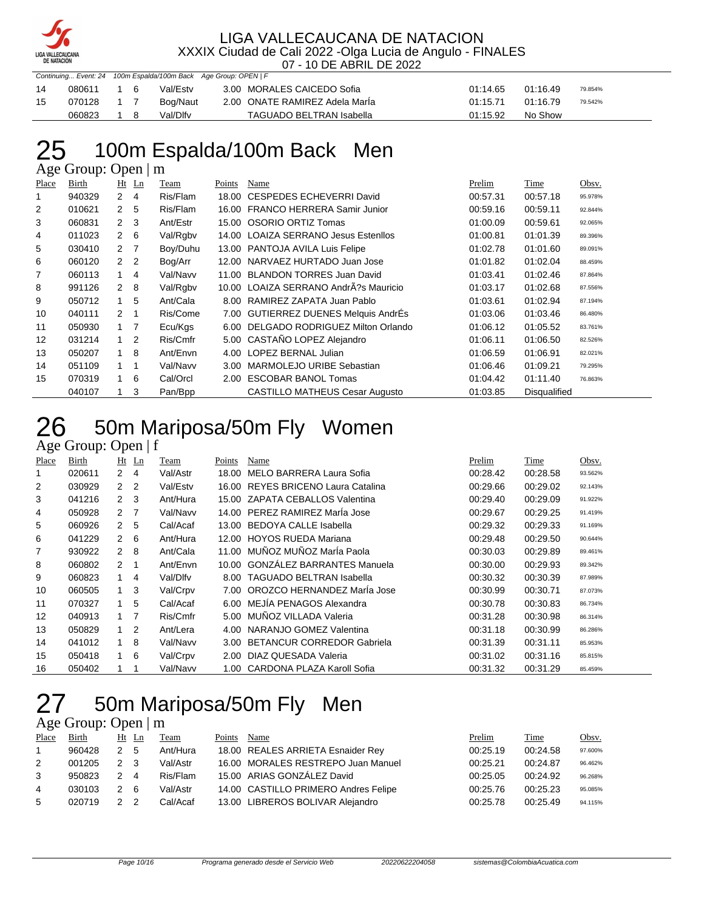Continuing... Event: 24 100m Espalda/100m Back Age Group: OPEN | F

| Place | Birth | Ht | Ln | Team | Points | Name | Prelim | Time | Obsv. |
|---|---|---|---|---|---|---|---|---|---|
| 14 | 080611 | 1 | 6 | Val/Estv | 3.00 | MORALES CAICEDO Sofia | 01:14.65 | 01:16.49 | 79.854% |
| 15 | 070128 | 1 | 7 | Bog/Naut | 2.00 | ONATE RAMIREZ Adela MarÍa | 01:15.71 | 01:16.79 | 79.542% |
| | 060823 | 1 | 8 | Val/Dlfv | | TAGUADO BELTRAN Isabella | 01:15.92 | No Show | |

# 25 100m Espalda/100m Back Men

## Age Group: Open | m

| Place | Birth | Ht | Ln | Team | Points | Name | Prelim | Time | Obsv. |
|---|---|---|---|---|---|---|---|---|---|
| 1 | 940329 | 2 | 4 | Ris/Flam | 18.00 | CESPEDES ECHEVERRI David | 00:57.31 | 00:57.18 | 95.978% |
| 2 | 010621 | 2 | 5 | Ris/Flam | 16.00 | FRANCO HERRERA Samir Junior | 00:59.16 | 00:59.11 | 92.844% |
| 3 | 060831 | 2 | 3 | Ant/Estr | 15.00 | OSORIO ORTIZ Tomas | 01:00.09 | 00:59.61 | 92.065% |
| 4 | 011023 | 2 | 6 | Val/Rgbv | 14.00 | LOAIZA SERRANO Jesus Estenllos | 01:00.81 | 01:01.39 | 89.396% |
| 5 | 030410 | 2 | 7 | Boy/Duhu | 13.00 | PANTOJA AVILA Luis Felipe | 01:02.78 | 01:01.60 | 89.091% |
| 6 | 060120 | 2 | 2 | Bog/Arr | 12.00 | NARVAEZ HURTADO Juan Jose | 01:01.82 | 01:02.04 | 88.459% |
| 7 | 060113 | 1 | 4 | Val/Navv | 11.00 | BLANDON TORRES Juan David | 01:03.41 | 01:02.46 | 87.864% |
| 8 | 991126 | 2 | 8 | Val/Rgbv | 10.00 | LOAIZA SERRANO AndrÃ?s Mauricio | 01:03.17 | 01:02.68 | 87.556% |
| 9 | 050712 | 1 | 5 | Ant/Cala | 8.00 | RAMIREZ ZAPATA Juan Pablo | 01:03.61 | 01:02.94 | 87.194% |
| 10 | 040111 | 2 | 1 | Ris/Come | 7.00 | GUTIERREZ DUENES Melquis AndrÉs | 01:03.06 | 01:03.46 | 86.480% |
| 11 | 050930 | 1 | 7 | Ecu/Kgs | 6.00 | DELGADO RODRIGUEZ Milton Orlando | 01:06.12 | 01:05.52 | 83.761% |
| 12 | 031214 | 1 | 2 | Ris/Cmfr | 5.00 | CASTAÑO LOPEZ Alejandro | 01:06.11 | 01:06.50 | 82.526% |
| 13 | 050207 | 1 | 8 | Ant/Envn | 4.00 | LOPEZ BERNAL Julian | 01:06.59 | 01:06.91 | 82.021% |
| 14 | 051109 | 1 | 1 | Val/Navv | 3.00 | MARMOLEJO URIBE Sebastian | 01:06.46 | 01:09.21 | 79.295% |
| 15 | 070319 | 1 | 6 | Cal/Orcl | 2.00 | ESCOBAR BANOL Tomas | 01:04.42 | 01:11.40 | 76.863% |
| | 040107 | 1 | 3 | Pan/Bpp | | CASTILLO MATHEUS Cesar Augusto | 01:03.85 | Disqualified | |

# 26 50m Mariposa/50m Fly Women

## Age Group: Open | f

| Place | Birth | Ht | Ln | Team | Points | Name | Prelim | Time | Obsv. |
|---|---|---|---|---|---|---|---|---|---|
| 1 | 020611 | 2 | 4 | Val/Astr | 18.00 | MELO BARRERA Laura Sofia | 00:28.42 | 00:28.58 | 93.562% |
| 2 | 030929 | 2 | 2 | Val/Estv | 16.00 | REYES BRICENO Laura Catalina | 00:29.66 | 00:29.02 | 92.143% |
| 3 | 041216 | 2 | 3 | Ant/Hura | 15.00 | ZAPATA CEBALLOS Valentina | 00:29.40 | 00:29.09 | 91.922% |
| 4 | 050928 | 2 | 7 | Val/Navv | 14.00 | PEREZ RAMIREZ MarÍa Jose | 00:29.67 | 00:29.25 | 91.419% |
| 5 | 060926 | 2 | 5 | Cal/Acaf | 13.00 | BEDOYA CALLE Isabella | 00:29.32 | 00:29.33 | 91.169% |
| 6 | 041229 | 2 | 6 | Ant/Hura | 12.00 | HOYOS RUEDA Mariana | 00:29.48 | 00:29.50 | 90.644% |
| 7 | 930922 | 2 | 8 | Ant/Cala | 11.00 | MUÑOZ MUÑOZ MarÍa Paola | 00:30.03 | 00:29.89 | 89.461% |
| 8 | 060802 | 2 | 1 | Ant/Envn | 10.00 | GONZÁLEZ BARRANTES Manuela | 00:30.00 | 00:29.93 | 89.342% |
| 9 | 060823 | 1 | 4 | Val/Dlfv | 8.00 | TAGUADO BELTRAN Isabella | 00:30.32 | 00:30.39 | 87.989% |
| 10 | 060505 | 1 | 3 | Val/Crpv | 7.00 | OROZCO HERNANDEZ MarÍa Jose | 00:30.99 | 00:30.71 | 87.073% |
| 11 | 070327 | 1 | 5 | Cal/Acaf | 6.00 | MEJÍA PENAGOS Alexandra | 00:30.78 | 00:30.83 | 86.734% |
| 12 | 040913 | 1 | 7 | Ris/Cmfr | 5.00 | MUÑOZ VILLADA Valeria | 00:31.28 | 00:30.98 | 86.314% |
| 13 | 050829 | 1 | 2 | Ant/Lera | 4.00 | NARANJO GOMEZ Valentina | 00:31.18 | 00:30.99 | 86.286% |
| 14 | 041012 | 1 | 8 | Val/Navv | 3.00 | BETANCUR CORREDOR Gabriela | 00:31.39 | 00:31.11 | 85.953% |
| 15 | 050418 | 1 | 6 | Val/Crpv | 2.00 | DIAZ QUESADA Valeria | 00:31.02 | 00:31.16 | 85.815% |
| 16 | 050402 | 1 | 1 | Val/Navv | 1.00 | CARDONA PLAZA Karoll Sofia | 00:31.32 | 00:31.29 | 85.459% |

# 27 50m Mariposa/50m Fly Men

## Age Group: Open | m

| Place | Birth | Ht | Ln | Team | Points | Name | Prelim | Time | Obsv. |
|---|---|---|---|---|---|---|---|---|---|
| 1 | 960428 | 2 | 5 | Ant/Hura | 18.00 | REALES ARRIETA Esnaider Rey | 00:25.19 | 00:24.58 | 97.600% |
| 2 | 001205 | 2 | 3 | Val/Astr | 16.00 | MORALES RESTREPO Juan Manuel | 00:25.21 | 00:24.87 | 96.462% |
| 3 | 950823 | 2 | 4 | Ris/Flam | 15.00 | ARIAS GONZÁLEZ David | 00:25.05 | 00:24.92 | 96.268% |
| 4 | 030103 | 2 | 6 | Val/Astr | 14.00 | CASTILLO PRIMERO Andres Felipe | 00:25.76 | 00:25.23 | 95.085% |
| 5 | 020719 | 2 | 2 | Cal/Acaf | 13.00 | LIBREROS BOLIVAR Alejandro | 00:25.78 | 00:25.49 | 94.115% |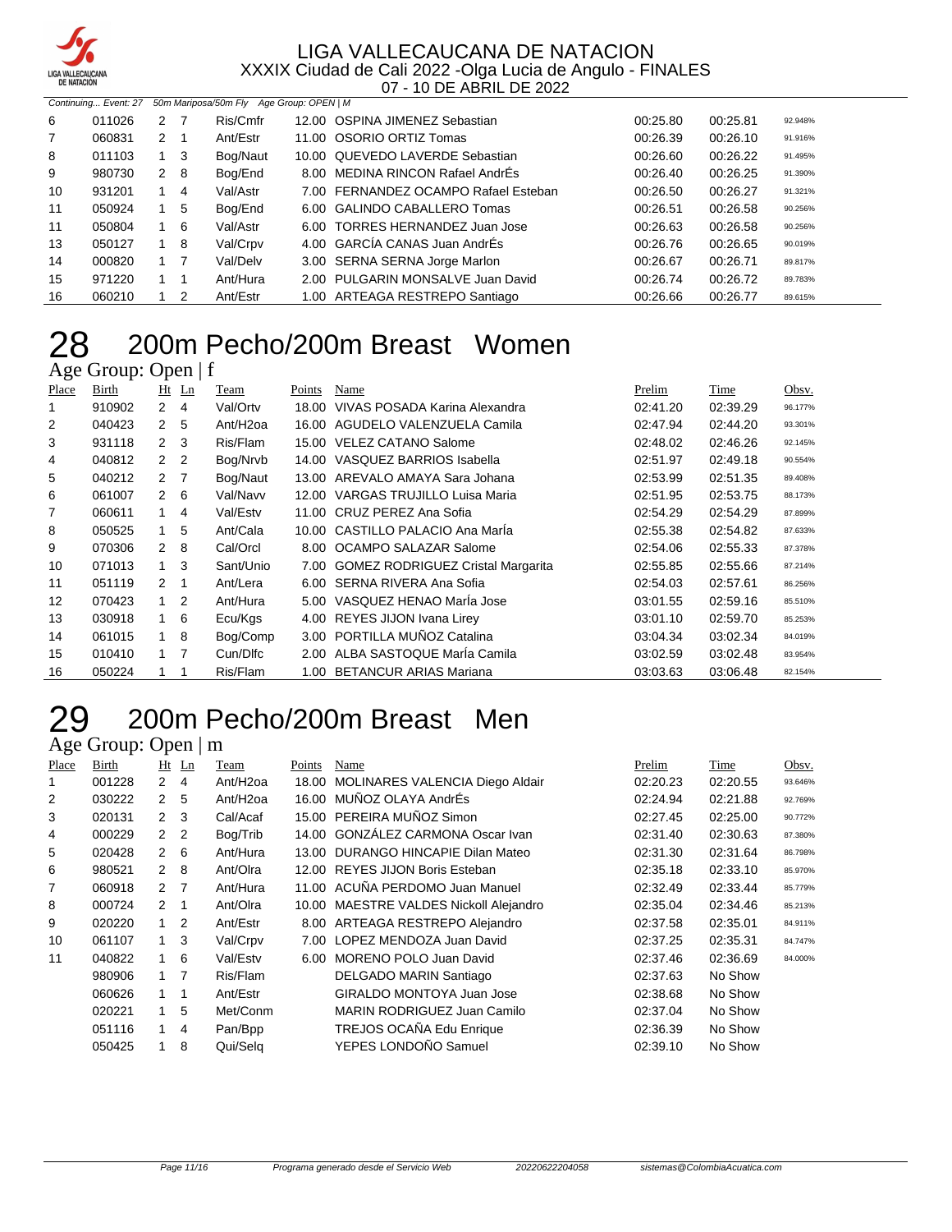Continuing... Event: 27 50m Mariposa/50m Fly Age Group: OPEN | M

| Place | Birth | Ht | Ln | Team | Points | Name | Prelim | Time | Obsv. |
|---|---|---|---|---|---|---|---|---|---|
| 6 | 011026 | 2 | 7 | Ris/Cmfr | 12.00 | OSPINA JIMENEZ Sebastian | 00:25.80 | 00:25.81 | 92.948% |
| 7 | 060831 | 2 | 1 | Ant/Estr | 11.00 | OSORIO ORTIZ Tomas | 00:26.39 | 00:26.10 | 91.916% |
| 8 | 011103 | 1 | 3 | Bog/Naut | 10.00 | QUEVEDO LAVERDE Sebastian | 00:26.60 | 00:26.22 | 91.495% |
| 9 | 980730 | 2 | 8 | Bog/End | 8.00 | MEDINA RINCON Rafael AndrÉs | 00:26.40 | 00:26.25 | 91.390% |
| 10 | 931201 | 1 | 4 | Val/Astr | 7.00 | FERNANDEZ OCAMPO Rafael Esteban | 00:26.50 | 00:26.27 | 91.321% |
| 11 | 050924 | 1 | 5 | Bog/End | 6.00 | GALINDO CABALLERO Tomas | 00:26.51 | 00:26.58 | 90.256% |
| 11 | 050804 | 1 | 6 | Val/Astr | 6.00 | TORRES HERNANDEZ Juan Jose | 00:26.63 | 00:26.58 | 90.256% |
| 13 | 050127 | 1 | 8 | Val/Crpv | 4.00 | GARCÍA CANAS Juan AndrÉs | 00:26.76 | 00:26.65 | 90.019% |
| 14 | 000820 | 1 | 7 | Val/Delv | 3.00 | SERNA SERNA Jorge Marlon | 00:26.67 | 00:26.71 | 89.817% |
| 15 | 971220 | 1 | 1 | Ant/Hura | 2.00 | PULGARIN MONSALVE Juan David | 00:26.74 | 00:26.72 | 89.783% |
| 16 | 060210 | 1 | 2 | Ant/Estr | 1.00 | ARTEAGA RESTREPO Santiago | 00:26.66 | 00:26.77 | 89.615% |

# 28 200m Pecho/200m Breast Women

Age Group: Open | f

| Place | Birth | Ht | Ln | Team | Points | Name | Prelim | Time | Obsv. |
|---|---|---|---|---|---|---|---|---|---|
| 1 | 910902 | 2 | 4 | Val/Ortv | 18.00 | VIVAS POSADA Karina Alexandra | 02:41.20 | 02:39.29 | 96.177% |
| 2 | 040423 | 2 | 5 | Ant/H2oa | 16.00 | AGUDELO VALENZUELA Camila | 02:47.94 | 02:44.20 | 93.301% |
| 3 | 931118 | 2 | 3 | Ris/Flam | 15.00 | VELEZ CATANO Salome | 02:48.02 | 02:46.26 | 92.145% |
| 4 | 040812 | 2 | 2 | Bog/Nrvb | 14.00 | VASQUEZ BARRIOS Isabella | 02:51.97 | 02:49.18 | 90.554% |
| 5 | 040212 | 2 | 7 | Bog/Naut | 13.00 | AREVALO AMAYA Sara Johana | 02:53.99 | 02:51.35 | 89.408% |
| 6 | 061007 | 2 | 6 | Val/Navv | 12.00 | VARGAS TRUJILLO Luisa Maria | 02:51.95 | 02:53.75 | 88.173% |
| 7 | 060611 | 1 | 4 | Val/Estv | 11.00 | CRUZ PEREZ Ana Sofia | 02:54.29 | 02:54.29 | 87.899% |
| 8 | 050525 | 1 | 5 | Ant/Cala | 10.00 | CASTILLO PALACIO Ana MarÍa | 02:55.38 | 02:54.82 | 87.633% |
| 9 | 070306 | 2 | 8 | Cal/Orcl | 8.00 | OCAMPO SALAZAR Salome | 02:54.06 | 02:55.33 | 87.378% |
| 10 | 071013 | 1 | 3 | Sant/Unio | 7.00 | GOMEZ RODRIGUEZ Cristal Margarita | 02:55.85 | 02:55.66 | 87.214% |
| 11 | 051119 | 2 | 1 | Ant/Lera | 6.00 | SERNA RIVERA Ana Sofia | 02:54.03 | 02:57.61 | 86.256% |
| 12 | 070423 | 1 | 2 | Ant/Hura | 5.00 | VASQUEZ HENAO MarÍa Jose | 03:01.55 | 02:59.16 | 85.510% |
| 13 | 030918 | 1 | 6 | Ecu/Kgs | 4.00 | REYES JIJON Ivana Lirey | 03:01.10 | 02:59.70 | 85.253% |
| 14 | 061015 | 1 | 8 | Bog/Comp | 3.00 | PORTILLA MUÑOZ Catalina | 03:04.34 | 03:02.34 | 84.019% |
| 15 | 010410 | 1 | 7 | Cun/Dlfc | 2.00 | ALBA SASTOQUE MarÍa Camila | 03:02.59 | 03:02.48 | 83.954% |
| 16 | 050224 | 1 | 1 | Ris/Flam | 1.00 | BETANCUR ARIAS Mariana | 03:03.63 | 03:06.48 | 82.154% |

# 29 200m Pecho/200m Breast Men

Age Group: Open | m

| Place | Birth | Ht | Ln | Team | Points | Name | Prelim | Time | Obsv. |
|---|---|---|---|---|---|---|---|---|---|
| 1 | 001228 | 2 | 4 | Ant/H2oa | 18.00 | MOLINARES VALENCIA Diego Aldair | 02:20.23 | 02:20.55 | 93.646% |
| 2 | 030222 | 2 | 5 | Ant/H2oa | 16.00 | MUÑOZ OLAYA AndrÉs | 02:24.94 | 02:21.88 | 92.769% |
| 3 | 020131 | 2 | 3 | Cal/Acaf | 15.00 | PEREIRA MUÑOZ Simon | 02:27.45 | 02:25.00 | 90.772% |
| 4 | 000229 | 2 | 2 | Bog/Trib | 14.00 | GONZÁLEZ CARMONA Oscar Ivan | 02:31.40 | 02:30.63 | 87.380% |
| 5 | 020428 | 2 | 6 | Ant/Hura | 13.00 | DURANGO HINCAPIE Dilan Mateo | 02:31.30 | 02:31.64 | 86.798% |
| 6 | 980521 | 2 | 8 | Ant/Olra | 12.00 | REYES JIJON Boris Esteban | 02:35.18 | 02:33.10 | 85.970% |
| 7 | 060918 | 2 | 7 | Ant/Hura | 11.00 | ACUÑA PERDOMO Juan Manuel | 02:32.49 | 02:33.44 | 85.779% |
| 8 | 000724 | 2 | 1 | Ant/Olra | 10.00 | MAESTRE VALDES Nickoll Alejandro | 02:35.04 | 02:34.46 | 85.213% |
| 9 | 020220 | 1 | 2 | Ant/Estr | 8.00 | ARTEAGA RESTREPO Alejandro | 02:37.58 | 02:35.01 | 84.911% |
| 10 | 061107 | 1 | 3 | Val/Crpv | 7.00 | LOPEZ MENDOZA Juan David | 02:37.25 | 02:35.31 | 84.747% |
| 11 | 040822 | 1 | 6 | Val/Estv | 6.00 | MORENO POLO Juan David | 02:37.46 | 02:36.69 | 84.000% |
| | 980906 | 1 | 7 | Ris/Flam | | DELGADO MARIN Santiago | 02:37.63 | No Show | |
| | 060626 | 1 | 1 | Ant/Estr | | GIRALDO MONTOYA Juan Jose | 02:38.68 | No Show | |
| | 020221 | 1 | 5 | Met/Conm | | MARIN RODRIGUEZ Juan Camilo | 02:37.04 | No Show | |
| | 051116 | 1 | 4 | Pan/Bpp | | TREJOS OCAÑA Edu Enrique | 02:36.39 | No Show | |
| | 050425 | 1 | 8 | Qui/Selq | | YEPES LONDOÑO Samuel | 02:39.10 | No Show | |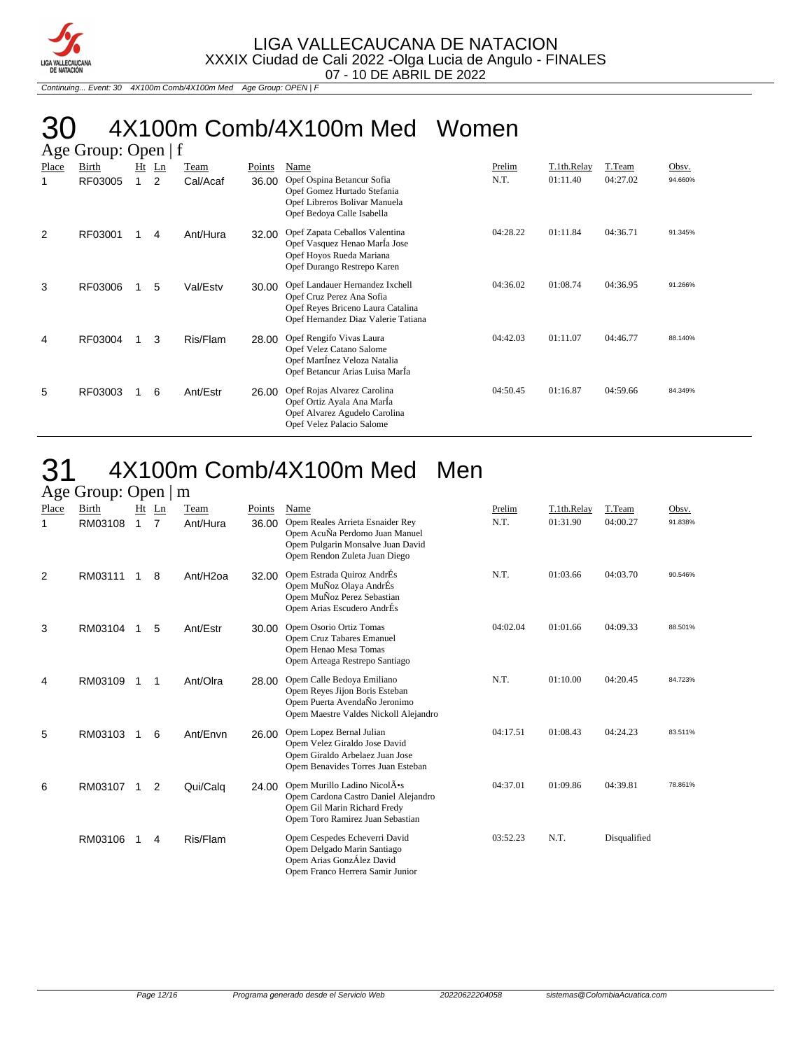LIGA VALLECAUCANA DE NATACION
XXXIX Ciudad de Cali 2022 -Olga Lucia de Angulo - FINALES
07 - 10 DE ABRIL DE 2022

*Continuing... Event: 30 4X100m Comb/4X100m Med Age Group: OPEN | F*

# 30 4X100m Comb/4X100m Med Women

## Age Group: Open | f

| Place | Birth | Ht | Ln | Team | Points | Name | Prelim | T.1th.Relay | T.Team | Obsv. |
|---|---|---|---|---|---|---|---|---|---|---|
| 1 | RF03005 | 1 | 2 | Cal/Acaf | 36.00 | Opef Ospina Betancur Sofia<br>Opef Gomez Hurtado Stefania<br>Opef Libreros Bolivar Manuela<br>Opef Bedoya Calle Isabella | N.T. | 01:11.40 | 04:27.02 | 94.660% |
| 2 | RF03001 | 1 | 4 | Ant/Hura | 32.00 | Opef Zapata Ceballos Valentina<br>Opef Vasquez Henao MarÍa Jose<br>Opef Hoyos Rueda Mariana<br>Opef Durango Restrepo Karen | 04:28.22 | 01:11.84 | 04:36.71 | 91.345% |
| 3 | RF03006 | 1 | 5 | Val/Estv | 30.00 | Opef Landauer Hernandez Ixchell<br>Opef Cruz Perez Ana Sofia<br>Opef Reyes Briceno Laura Catalina<br>Opef Hernandez Diaz Valerie Tatiana | 04:36.02 | 01:08.74 | 04:36.95 | 91.266% |
| 4 | RF03004 | 1 | 3 | Ris/Flam | 28.00 | Opef Rengifo Vivas Laura<br>Opef Velez Catano Salome<br>Opef MartÍnez Veloza Natalia<br>Opef Betancur Arias Luisa MarÍa | 04:42.03 | 01:11.07 | 04:46.77 | 88.140% |
| 5 | RF03003 | 1 | 6 | Ant/Estr | 26.00 | Opef Rojas Alvarez Carolina<br>Opef Ortiz Ayala Ana MarÍa<br>Opef Alvarez Agudelo Carolina<br>Opef Velez Palacio Salome | 04:50.45 | 01:16.87 | 04:59.66 | 84.349% |

# 31 4X100m Comb/4X100m Med Men

## Age Group: Open | m

| Place | Birth | Ht | Ln | Team | Points | Name | Prelim | T.1th.Relay | T.Team | Obsv. |
|---|---|---|---|---|---|---|---|---|---|---|
| 1 | RM03108 | 1 | 7 | Ant/Hura | 36.00 | Opem Reales Arrieta Esnaider Rey<br>Opem AcuÑa Perdomo Juan Manuel<br>Opem Pulgarin Monsalve Juan David<br>Opem Rendon Zuleta Juan Diego | N.T. | 01:31.90 | 04:00.27 | 91.838% |
| 2 | RM03111 | 1 | 8 | Ant/H2oa | 32.00 | Opem Estrada Quiroz AndrÉs<br>Opem MuÑoz Olaya AndrÉs<br>Opem MuÑoz Perez Sebastian<br>Opem Arias Escudero AndrÉs | N.T. | 01:03.66 | 04:03.70 | 90.546% |
| 3 | RM03104 | 1 | 5 | Ant/Estr | 30.00 | Opem Osorio Ortiz Tomas<br>Opem Cruz Tabares Emanuel<br>Opem Henao Mesa Tomas<br>Opem Arteaga Restrepo Santiago | 04:02.04 | 01:01.66 | 04:09.33 | 88.501% |
| 4 | RM03109 | 1 | 1 | Ant/Olra | 28.00 | Opem Calle Bedoya Emiliano<br>Opem Reyes Jijon Boris Esteban<br>Opem Puerta AvendaÑo Jeronimo<br>Opem Maestre Valdes Nickoll Alejandro | N.T. | 01:10.00 | 04:20.45 | 84.723% |
| 5 | RM03103 | 1 | 6 | Ant/Envn | 26.00 | Opem Lopez Bernal Julian<br>Opem Velez Giraldo Jose David<br>Opem Giraldo Arbelaez Juan Jose<br>Opem Benavides Torres Juan Esteban | 04:17.51 | 01:08.43 | 04:24.23 | 83.511% |
| 6 | RM03107 | 1 | 2 | Qui/Calq | 24.00 | Opem Murillo Ladino NicolÃ•s<br>Opem Cardona Castro Daniel Alejandro<br>Opem Gil Marin Richard Fredy<br>Opem Toro Ramirez Juan Sebastian | 04:37.01 | 01:09.86 | 04:39.81 | 78.861% |
|  | RM03106 | 1 | 4 | Ris/Flam |  | Opem Cespedes Echeverri David<br>Opem Delgado Marin Santiago<br>Opem Arias GonzÁlez David<br>Opem Franco Herrera Samir Junior | 03:52.23 | N.T. | Disqualified |  |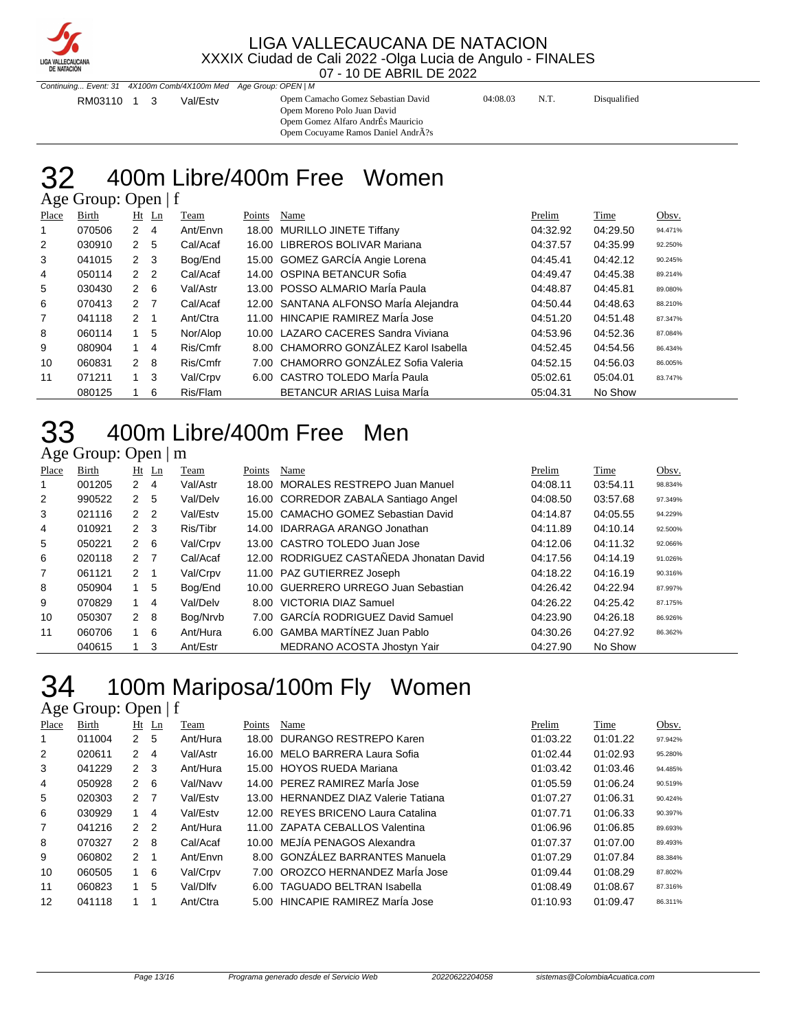Continuing... Event: 31 4X100m Comb/4X100m Med Age Group: OPEN | M

| | | | | | | | |
|---|---|---|---|---|---|---|---|
| RM03110 | 1 | 3 | Val/Estv | Opem Camacho Gomez Sebastian David<br>Opem Moreno Polo Juan David<br>Opem Gomez Alfaro AndrÉs Mauricio<br>Opem Cocuyame Ramos Daniel AndrÃ?s | 04:08.03 | N.T. | Disqualified |

# 32 400m Libre/400m Free Women

Age Group: Open | f

| Place | Birth | Ht | Ln | Team | Points | Name | Prelim | Time | Obsv. |
|---|---|---|---|---|---|---|---|---|---|
| 1 | 070506 | 2 | 4 | Ant/Envn | 18.00 | MURILLO JINETE Tiffany | 04:32.92 | 04:29.50 | 94.471% |
| 2 | 030910 | 2 | 5 | Cal/Acaf | 16.00 | LIBREROS BOLIVAR Mariana | 04:37.57 | 04:35.99 | 92.250% |
| 3 | 041015 | 2 | 3 | Bog/End | 15.00 | GOMEZ GARCÍA Angie Lorena | 04:45.41 | 04:42.12 | 90.245% |
| 4 | 050114 | 2 | 2 | Cal/Acaf | 14.00 | OSPINA BETANCUR Sofia | 04:49.47 | 04:45.38 | 89.214% |
| 5 | 030430 | 2 | 6 | Val/Astr | 13.00 | POSSO ALMARIO MarÍa Paula | 04:48.87 | 04:45.81 | 89.080% |
| 6 | 070413 | 2 | 7 | Cal/Acaf | 12.00 | SANTANA ALFONSO MarÍa Alejandra | 04:50.44 | 04:48.63 | 88.210% |
| 7 | 041118 | 2 | 1 | Ant/Ctra | 11.00 | HINCAPIE RAMIREZ MarÍa Jose | 04:51.20 | 04:51.48 | 87.347% |
| 8 | 060114 | 1 | 5 | Nor/Alop | 10.00 | LAZARO CACERES Sandra Viviana | 04:53.96 | 04:52.36 | 87.084% |
| 9 | 080904 | 1 | 4 | Ris/Cmfr | 8.00 | CHAMORRO GONZÁLEZ Karol Isabella | 04:52.45 | 04:54.56 | 86.434% |
| 10 | 060831 | 2 | 8 | Ris/Cmfr | 7.00 | CHAMORRO GONZÁLEZ Sofia Valeria | 04:52.15 | 04:56.03 | 86.005% |
| 11 | 071211 | 1 | 3 | Val/Crpv | 6.00 | CASTRO TOLEDO MarÍa Paula | 05:02.61 | 05:04.01 | 83.747% |
| | 080125 | 1 | 6 | Ris/Flam | | BETANCUR ARIAS Luisa MarÍa | 05:04.31 | No Show | |

# 33 400m Libre/400m Free Men

Age Group: Open | m

| Place | Birth | Ht | Ln | Team | Points | Name | Prelim | Time | Obsv. |
|---|---|---|---|---|---|---|---|---|---|
| 1 | 001205 | 2 | 4 | Val/Astr | 18.00 | MORALES RESTREPO Juan Manuel | 04:08.11 | 03:54.11 | 98.834% |
| 2 | 990522 | 2 | 5 | Val/Delv | 16.00 | CORREDOR ZABALA Santiago Angel | 04:08.50 | 03:57.68 | 97.349% |
| 3 | 021116 | 2 | 2 | Val/Estv | 15.00 | CAMACHO GOMEZ Sebastian David | 04:14.87 | 04:05.55 | 94.229% |
| 4 | 010921 | 2 | 3 | Ris/Tibr | 14.00 | IDARRAGA ARANGO Jonathan | 04:11.89 | 04:10.14 | 92.500% |
| 5 | 050221 | 2 | 6 | Val/Crpv | 13.00 | CASTRO TOLEDO Juan Jose | 04:12.06 | 04:11.32 | 92.066% |
| 6 | 020118 | 2 | 7 | Cal/Acaf | 12.00 | RODRIGUEZ CASTAÑEDA Jhonatan David | 04:17.56 | 04:14.19 | 91.026% |
| 7 | 061121 | 2 | 1 | Val/Crpv | 11.00 | PAZ GUTIERREZ Joseph | 04:18.22 | 04:16.19 | 90.316% |
| 8 | 050904 | 1 | 5 | Bog/End | 10.00 | GUERRERO URREGO Juan Sebastian | 04:26.42 | 04:22.94 | 87.997% |
| 9 | 070829 | 1 | 4 | Val/Delv | 8.00 | VICTORIA DIAZ Samuel | 04:26.22 | 04:25.42 | 87.175% |
| 10 | 050307 | 2 | 8 | Bog/Nrvb | 7.00 | GARCÍA RODRIGUEZ David Samuel | 04:23.90 | 04:26.18 | 86.926% |
| 11 | 060706 | 1 | 6 | Ant/Hura | 6.00 | GAMBA MARTÍNEZ Juan Pablo | 04:30.26 | 04:27.92 | 86.362% |
| | 040615 | 1 | 3 | Ant/Estr | | MEDRANO ACOSTA Jhostyn Yair | 04:27.90 | No Show | |

# 34 100m Mariposa/100m Fly Women

Age Group: Open | f

| Place | Birth | Ht | Ln | Team | Points | Name | Prelim | Time | Obsv. |
|---|---|---|---|---|---|---|---|---|---|
| 1 | 011004 | 2 | 5 | Ant/Hura | 18.00 | DURANGO RESTREPO Karen | 01:03.22 | 01:01.22 | 97.942% |
| 2 | 020611 | 2 | 4 | Val/Astr | 16.00 | MELO BARRERA Laura Sofia | 01:02.44 | 01:02.93 | 95.280% |
| 3 | 041229 | 2 | 3 | Ant/Hura | 15.00 | HOYOS RUEDA Mariana | 01:03.42 | 01:03.46 | 94.485% |
| 4 | 050928 | 2 | 6 | Val/Navv | 14.00 | PEREZ RAMIREZ MarÍa Jose | 01:05.59 | 01:06.24 | 90.519% |
| 5 | 020303 | 2 | 7 | Val/Estv | 13.00 | HERNANDEZ DIAZ Valerie Tatiana | 01:07.27 | 01:06.31 | 90.424% |
| 6 | 030929 | 1 | 4 | Val/Estv | 12.00 | REYES BRICENO Laura Catalina | 01:07.71 | 01:06.33 | 90.397% |
| 7 | 041216 | 2 | 2 | Ant/Hura | 11.00 | ZAPATA CEBALLOS Valentina | 01:06.96 | 01:06.85 | 89.693% |
| 8 | 070327 | 2 | 8 | Cal/Acaf | 10.00 | MEJÍA PENAGOS Alexandra | 01:07.37 | 01:07.00 | 89.493% |
| 9 | 060802 | 2 | 1 | Ant/Envn | 8.00 | GONZÁLEZ BARRANTES Manuela | 01:07.29 | 01:07.84 | 88.384% |
| 10 | 060505 | 1 | 6 | Val/Crpv | 7.00 | OROZCO HERNANDEZ MarÍa Jose | 01:09.44 | 01:08.29 | 87.802% |
| 11 | 060823 | 1 | 5 | Val/Dlfv | 6.00 | TAGUADO BELTRAN Isabella | 01:08.49 | 01:08.67 | 87.316% |
| 12 | 041118 | 1 | 1 | Ant/Ctra | 5.00 | HINCAPIE RAMIREZ MarÍa Jose | 01:10.93 | 01:09.47 | 86.311% |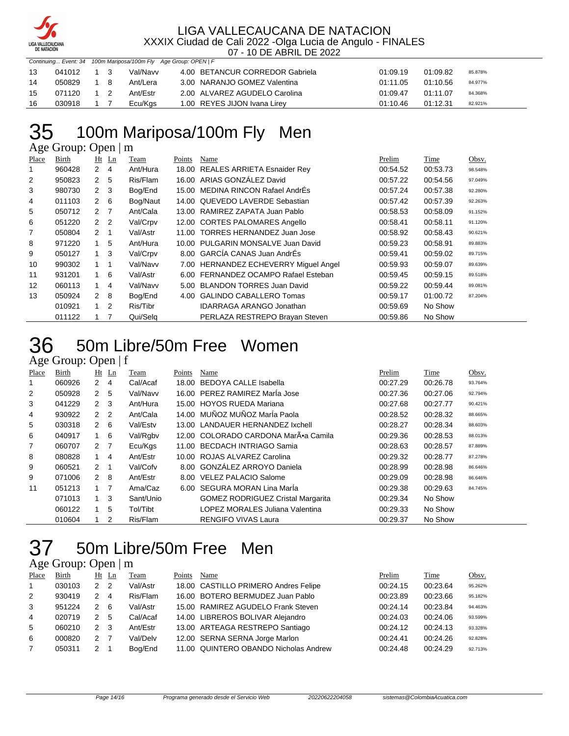LIGA VALLECAUCANA DE NATACION
XXXIX Ciudad de Cali 2022 -Olga Lucia de Angulo - FINALES
07 - 10 DE ABRIL DE 2022

Continuing... Event: 34 100m Mariposa/100m Fly Age Group: OPEN | F

| Place | Birth | Ht | Ln | Team | Points | Name | Prelim | Time | Obsv. |
|---|---|---|---|---|---|---|---|---|---|
| 13 | 041012 | 1 | 3 | Val/Navv | 4.00 | BETANCUR CORREDOR Gabriela | 01:09.19 | 01:09.82 | 85.878% |
| 14 | 050829 | 1 | 8 | Ant/Lera | 3.00 | NARANJO GOMEZ Valentina | 01:11.05 | 01:10.56 | 84.977% |
| 15 | 071120 | 1 | 2 | Ant/Estr | 2.00 | ALVAREZ AGUDELO Carolina | 01:09.47 | 01:11.07 | 84.368% |
| 16 | 030918 | 1 | 7 | Ecu/Kgs | 1.00 | REYES JIJON Ivana Lirey | 01:10.46 | 01:12.31 | 82.921% |

# 35 100m Mariposa/100m Fly Men

Age Group: Open | m

| Place | Birth | Ht | Ln | Team | Points | Name | Prelim | Time | Obsv. |
|---|---|---|---|---|---|---|---|---|---|
| 1 | 960428 | 2 | 4 | Ant/Hura | 18.00 | REALES ARRIETA Esnaider Rey | 00:54.52 | 00:53.73 | 98.548% |
| 2 | 950823 | 2 | 5 | Ris/Flam | 16.00 | ARIAS GONZÁLEZ David | 00:57.22 | 00:54.56 | 97.049% |
| 3 | 980730 | 2 | 3 | Bog/End | 15.00 | MEDINA RINCON Rafael AndrÉs | 00:57.24 | 00:57.38 | 92.280% |
| 4 | 011103 | 2 | 6 | Bog/Naut | 14.00 | QUEVEDO LAVERDE Sebastian | 00:57.42 | 00:57.39 | 92.263% |
| 5 | 050712 | 2 | 7 | Ant/Cala | 13.00 | RAMIREZ ZAPATA Juan Pablo | 00:58.53 | 00:58.09 | 91.152% |
| 6 | 051220 | 2 | 2 | Val/Crpv | 12.00 | CORTES PALOMARES Angello | 00:58.41 | 00:58.11 | 91.120% |
| 7 | 050804 | 2 | 1 | Val/Astr | 11.00 | TORRES HERNANDEZ Juan Jose | 00:58.92 | 00:58.43 | 90.621% |
| 8 | 971220 | 1 | 5 | Ant/Hura | 10.00 | PULGARIN MONSALVE Juan David | 00:59.23 | 00:58.91 | 89.883% |
| 9 | 050127 | 1 | 3 | Val/Crpv | 8.00 | GARCÍA CANAS Juan AndrÉs | 00:59.41 | 00:59.02 | 89.715% |
| 10 | 990302 | 1 | 1 | Val/Navv | 7.00 | HERNANDEZ ECHEVERRY Miguel Angel | 00:59.93 | 00:59.07 | 89.639% |
| 11 | 931201 | 1 | 6 | Val/Astr | 6.00 | FERNANDEZ OCAMPO Rafael Esteban | 00:59.45 | 00:59.15 | 89.518% |
| 12 | 060113 | 1 | 4 | Val/Navv | 5.00 | BLANDON TORRES Juan David | 00:59.22 | 00:59.44 | 89.081% |
| 13 | 050924 | 2 | 8 | Bog/End | 4.00 | GALINDO CABALLERO Tomas | 00:59.17 | 01:00.72 | 87.204% |
| | 010921 | 1 | 2 | Ris/Tibr | | IDARRAGA ARANGO Jonathan | 00:59.69 | No Show | |
| | 011122 | 1 | 7 | Qui/Selq | | PERLAZA RESTREPO Brayan Steven | 00:59.86 | No Show | |

# 36 50m Libre/50m Free Women

Age Group: Open | f

| Place | Birth | Ht | Ln | Team | Points | Name | Prelim | Time | Obsv. |
|---|---|---|---|---|---|---|---|---|---|
| 1 | 060926 | 2 | 4 | Cal/Acaf | 18.00 | BEDOYA CALLE Isabella | 00:27.29 | 00:26.78 | 93.764% |
| 2 | 050928 | 2 | 5 | Val/Navv | 16.00 | PEREZ RAMIREZ MarÍa Jose | 00:27.36 | 00:27.06 | 92.794% |
| 3 | 041229 | 2 | 3 | Ant/Hura | 15.00 | HOYOS RUEDA Mariana | 00:27.68 | 00:27.77 | 90.421% |
| 4 | 930922 | 2 | 2 | Ant/Cala | 14.00 | MUÑOZ MUÑOZ MarÍa Paola | 00:28.52 | 00:28.32 | 88.665% |
| 5 | 030318 | 2 | 6 | Val/Estv | 13.00 | LANDAUER HERNANDEZ Ixchell | 00:28.27 | 00:28.34 | 88.603% |
| 6 | 040917 | 1 | 6 | Val/Rgbv | 12.00 | COLORADO CARDONA MarÃ•a Camila | 00:29.36 | 00:28.53 | 88.013% |
| 7 | 060707 | 2 | 7 | Ecu/Kgs | 11.00 | BECDACH INTRIAGO Samia | 00:28.63 | 00:28.57 | 87.889% |
| 8 | 080828 | 1 | 4 | Ant/Estr | 10.00 | ROJAS ALVAREZ Carolina | 00:29.32 | 00:28.77 | 87.278% |
| 9 | 060521 | 2 | 1 | Val/Cofv | 8.00 | GONZÁLEZ ARROYO Daniela | 00:28.99 | 00:28.98 | 86.646% |
| 9 | 071006 | 2 | 8 | Ant/Estr | 8.00 | VELEZ PALACIO Salome | 00:29.09 | 00:28.98 | 86.646% |
| 11 | 051213 | 1 | 7 | Ama/Caz | 6.00 | SEGURA MORAN Lina MarÍa | 00:29.38 | 00:29.63 | 84.745% |
| | 071013 | 1 | 3 | Sant/Unio | | GOMEZ RODRIGUEZ Cristal Margarita | 00:29.34 | No Show | |
| | 060122 | 1 | 5 | Tol/Tibt | | LOPEZ MORALES Juliana Valentina | 00:29.33 | No Show | |
| | 010604 | 1 | 2 | Ris/Flam | | RENGIFO VIVAS Laura | 00:29.37 | No Show | |

# 37 50m Libre/50m Free Men

Age Group: Open | m

| Place | Birth | Ht | Ln | Team | Points | Name | Prelim | Time | Obsv. |
|---|---|---|---|---|---|---|---|---|---|
| 1 | 030103 | 2 | 2 | Val/Astr | 18.00 | CASTILLO PRIMERO Andres Felipe | 00:24.15 | 00:23.64 | 95.262% |
| 2 | 930419 | 2 | 4 | Ris/Flam | 16.00 | BOTERO BERMUDEZ Juan Pablo | 00:23.89 | 00:23.66 | 95.182% |
| 3 | 951224 | 2 | 6 | Val/Astr | 15.00 | RAMIREZ AGUDELO Frank Steven | 00:24.14 | 00:23.84 | 94.463% |
| 4 | 020719 | 2 | 5 | Cal/Acaf | 14.00 | LIBREROS BOLIVAR Alejandro | 00:24.03 | 00:24.06 | 93.599% |
| 5 | 060210 | 2 | 3 | Ant/Estr | 13.00 | ARTEAGA RESTREPO Santiago | 00:24.12 | 00:24.13 | 93.328% |
| 6 | 000820 | 2 | 7 | Val/Delv | 12.00 | SERNA SERNA Jorge Marlon | 00:24.41 | 00:24.26 | 92.828% |
| 7 | 050311 | 2 | 1 | Bog/End | 11.00 | QUINTERO OBANDO Nicholas Andrew | 00:24.48 | 00:24.29 | 92.713% |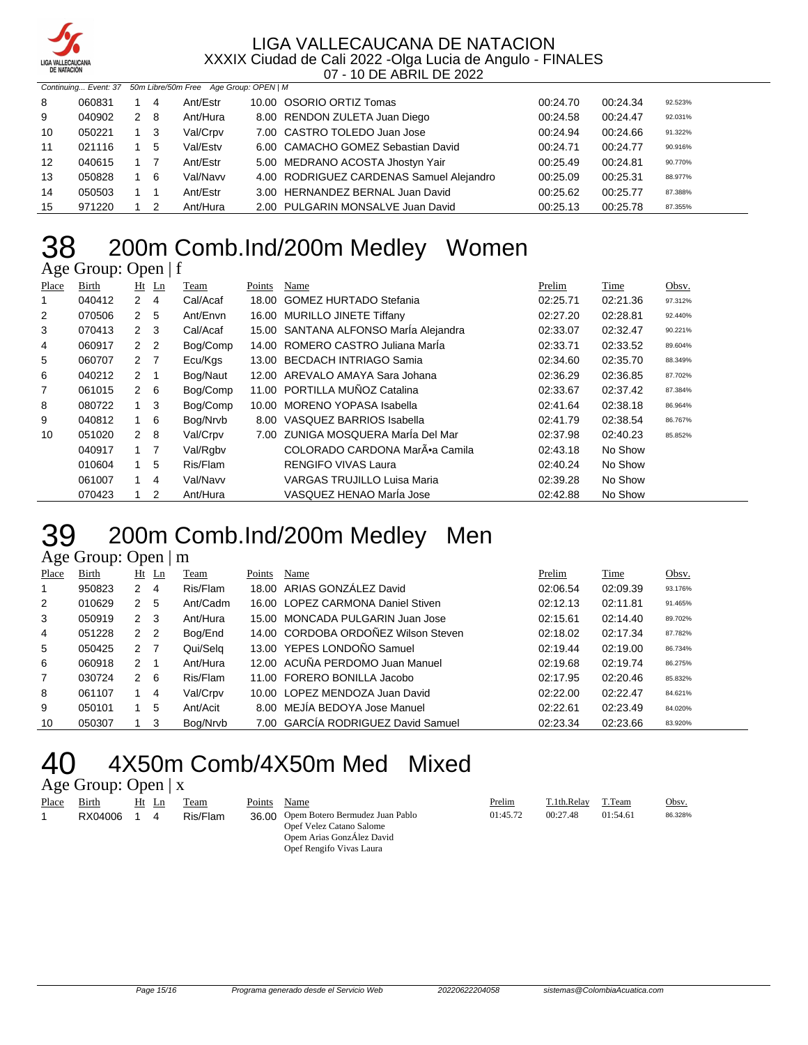LIGA VALLECAUCANA DE NATACION
XXXIX Ciudad de Cali 2022 -Olga Lucia de Angulo - FINALES
07 - 10 DE ABRIL DE 2022

*Continuing... Event: 37   50m Libre/50m Free   Age Group: OPEN | M*

| Place | Birth | Ht | Ln | Team | Points | Name | Prelim | Time | Obsv. |
|---|---|---|---|---|---|---|---|---|---|
| 8 | 060831 | 1 | 4 | Ant/Estr | 10.00 | OSORIO ORTIZ Tomas | 00:24.70 | 00:24.34 | 92.523% |
| 9 | 040902 | 2 | 8 | Ant/Hura | 8.00 | RENDON ZULETA Juan Diego | 00:24.58 | 00:24.47 | 92.031% |
| 10 | 050221 | 1 | 3 | Val/Crpv | 7.00 | CASTRO TOLEDO Juan Jose | 00:24.94 | 00:24.66 | 91.322% |
| 11 | 021116 | 1 | 5 | Val/Estv | 6.00 | CAMACHO GOMEZ Sebastian David | 00:24.71 | 00:24.77 | 90.916% |
| 12 | 040615 | 1 | 7 | Ant/Estr | 5.00 | MEDRANO ACOSTA Jhostyn Yair | 00:25.49 | 00:24.81 | 90.770% |
| 13 | 050828 | 1 | 6 | Val/Navv | 4.00 | RODRIGUEZ CARDENAS Samuel Alejandro | 00:25.09 | 00:25.31 | 88.977% |
| 14 | 050503 | 1 | 1 | Ant/Estr | 3.00 | HERNANDEZ BERNAL Juan David | 00:25.62 | 00:25.77 | 87.388% |
| 15 | 971220 | 1 | 2 | Ant/Hura | 2.00 | PULGARIN MONSALVE Juan David | 00:25.13 | 00:25.78 | 87.355% |

# 38 200m Comb.Ind/200m Medley Women

Age Group: Open | f

| Place | Birth | Ht | Ln | Team | Points | Name | Prelim | Time | Obsv. |
|---|---|---|---|---|---|---|---|---|---|
| 1 | 040412 | 2 | 4 | Cal/Acaf | 18.00 | GOMEZ HURTADO Stefania | 02:25.71 | 02:21.36 | 97.312% |
| 2 | 070506 | 2 | 5 | Ant/Envn | 16.00 | MURILLO JINETE Tiffany | 02:27.20 | 02:28.81 | 92.440% |
| 3 | 070413 | 2 | 3 | Cal/Acaf | 15.00 | SANTANA ALFONSO MarÍa Alejandra | 02:33.07 | 02:32.47 | 90.221% |
| 4 | 060917 | 2 | 2 | Bog/Comp | 14.00 | ROMERO CASTRO Juliana MarÍa | 02:33.71 | 02:33.52 | 89.604% |
| 5 | 060707 | 2 | 7 | Ecu/Kgs | 13.00 | BECDACH INTRIAGO Samia | 02:34.60 | 02:35.70 | 88.349% |
| 6 | 040212 | 2 | 1 | Bog/Naut | 12.00 | AREVALO AMAYA Sara Johana | 02:36.29 | 02:36.85 | 87.702% |
| 7 | 061015 | 2 | 6 | Bog/Comp | 11.00 | PORTILLA MUÑOZ Catalina | 02:33.67 | 02:37.42 | 87.384% |
| 8 | 080722 | 1 | 3 | Bog/Comp | 10.00 | MORENO YOPASA Isabella | 02:41.64 | 02:38.18 | 86.964% |
| 9 | 040812 | 1 | 6 | Bog/Nrvb | 8.00 | VASQUEZ BARRIOS Isabella | 02:41.79 | 02:38.54 | 86.767% |
| 10 | 051020 | 2 | 8 | Val/Crpv | 7.00 | ZUNIGA MOSQUERA MarÍa Del Mar | 02:37.98 | 02:40.23 | 85.852% |
| | 040917 | 1 | 7 | Val/Rgbv | | COLORADO CARDONA MarÃ•a Camila | 02:43.18 | No Show | |
| | 010604 | 1 | 5 | Ris/Flam | | RENGIFO VIVAS Laura | 02:40.24 | No Show | |
| | 061007 | 1 | 4 | Val/Navv | | VARGAS TRUJILLO Luisa Maria | 02:39.28 | No Show | |
| | 070423 | 1 | 2 | Ant/Hura | | VASQUEZ HENAO MarÍa Jose | 02:42.88 | No Show | |

# 39 200m Comb.Ind/200m Medley Men

Age Group: Open | m

| Place | Birth | Ht | Ln | Team | Points | Name | Prelim | Time | Obsv. |
|---|---|---|---|---|---|---|---|---|---|
| 1 | 950823 | 2 | 4 | Ris/Flam | 18.00 | ARIAS GONZÁLEZ David | 02:06.54 | 02:09.39 | 93.176% |
| 2 | 010629 | 2 | 5 | Ant/Cadm | 16.00 | LOPEZ CARMONA Daniel Stiven | 02:12.13 | 02:11.81 | 91.465% |
| 3 | 050919 | 2 | 3 | Ant/Hura | 15.00 | MONCADA PULGARIN Juan Jose | 02:15.61 | 02:14.40 | 89.702% |
| 4 | 051228 | 2 | 2 | Bog/End | 14.00 | CORDOBA ORDOÑEZ Wilson Steven | 02:18.02 | 02:17.34 | 87.782% |
| 5 | 050425 | 2 | 7 | Qui/Selq | 13.00 | YEPES LONDOÑO Samuel | 02:19.44 | 02:19.00 | 86.734% |
| 6 | 060918 | 2 | 1 | Ant/Hura | 12.00 | ACUÑA PERDOMO Juan Manuel | 02:19.68 | 02:19.74 | 86.275% |
| 7 | 030724 | 2 | 6 | Ris/Flam | 11.00 | FORERO BONILLA Jacobo | 02:17.95 | 02:20.46 | 85.832% |
| 8 | 061107 | 1 | 4 | Val/Crpv | 10.00 | LOPEZ MENDOZA Juan David | 02:22.00 | 02:22.47 | 84.621% |
| 9 | 050101 | 1 | 5 | Ant/Acit | 8.00 | MEJÍA BEDOYA Jose Manuel | 02:22.61 | 02:23.49 | 84.020% |
| 10 | 050307 | 1 | 3 | Bog/Nrvb | 7.00 | GARCÍA RODRIGUEZ David Samuel | 02:23.34 | 02:23.66 | 83.920% |

# 40 4X50m Comb/4X50m Med Mixed

Age Group: Open | x

| Place | Birth | Ht | Ln | Team | Points | Name | Prelim | T.1th.Relay | T.Team | Obsv. |
|---|---|---|---|---|---|---|---|---|---|---|
| 1 | RX04006 | 1 | 4 | Ris/Flam | 36.00 | Opem Botero Bermudez Juan Pablo<br>Opef Velez Catano Salome<br>Opem Arias GonzÁlez David<br>Opef Rengifo Vivas Laura | 01:45.72 | 00:27.48 | 01:54.61 | 86.328% |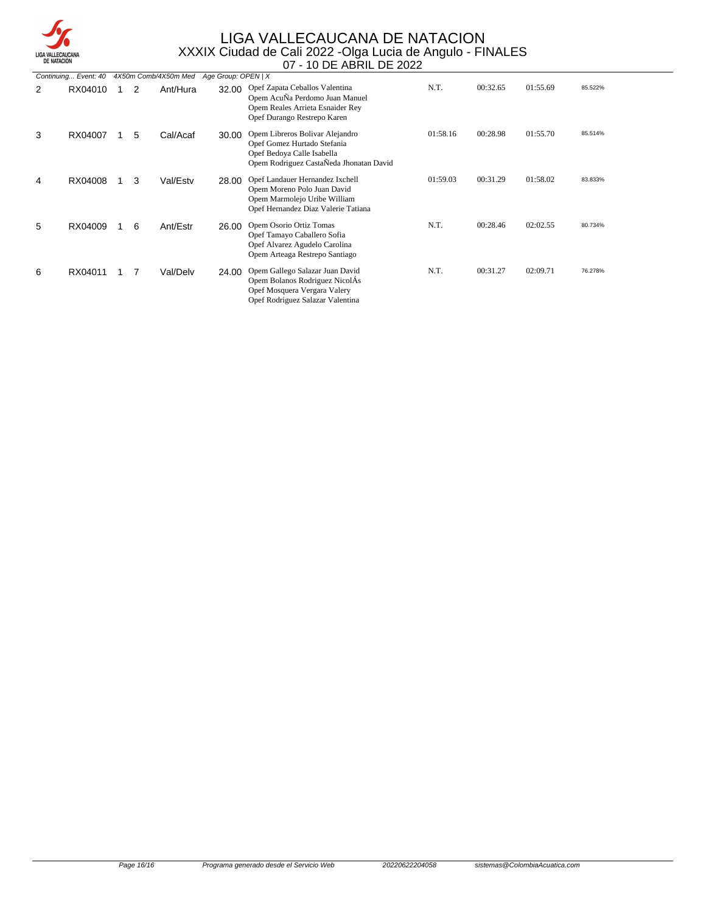# LIGA VALLECAUCANA DE NATACION

## XXXIX Ciudad de Cali 2022 -Olga Lucia de Angulo - FINALES

### 07 - 10 DE ABRIL DE 2022

*Continuing... Event: 40 4X50m Comb/4X50m Med Age Group: OPEN | X*

| | | | | | | | | | | |
|---|---|---|---|---|---|---|---|---|---|---|
| 2 | RX04010 | 1 | 2 | Ant/Hura | 32.00 | Opef Zapata Ceballos Valentina<br>Opem AcuÑa Perdomo Juan Manuel<br>Opem Reales Arrieta Esnaider Rey<br>Opef Durango Restrepo Karen | N.T. | 00:32.65 | 01:55.69 | 85.522% |
| 3 | RX04007 | 1 | 5 | Cal/Acaf | 30.00 | Opem Libreros Bolivar Alejandro<br>Opef Gomez Hurtado Stefania<br>Opef Bedoya Calle Isabella<br>Opem Rodriguez CastaÑeda Jhonatan David | 01:58.16 | 00:28.98 | 01:55.70 | 85.514% |
| 4 | RX04008 | 1 | 3 | Val/Estv | 28.00 | Opef Landauer Hernandez Ixchell<br>Opem Moreno Polo Juan David<br>Opem Marmolejo Uribe William<br>Opef Hernandez Diaz Valerie Tatiana | 01:59.03 | 00:31.29 | 01:58.02 | 83.833% |
| 5 | RX04009 | 1 | 6 | Ant/Estr | 26.00 | Opem Osorio Ortiz Tomas<br>Opef Tamayo Caballero Sofia<br>Opef Alvarez Agudelo Carolina<br>Opem Arteaga Restrepo Santiago | N.T. | 00:28.46 | 02:02.55 | 80.734% |
| 6 | RX04011 | 1 | 7 | Val/Delv | 24.00 | Opem Gallego Salazar Juan David<br>Opem Bolanos Rodriguez NicolÁs<br>Opef Mosquera Vergara Valery<br>Opef Rodriguez Salazar Valentina | N.T. | 00:31.27 | 02:09.71 | 76.278% |